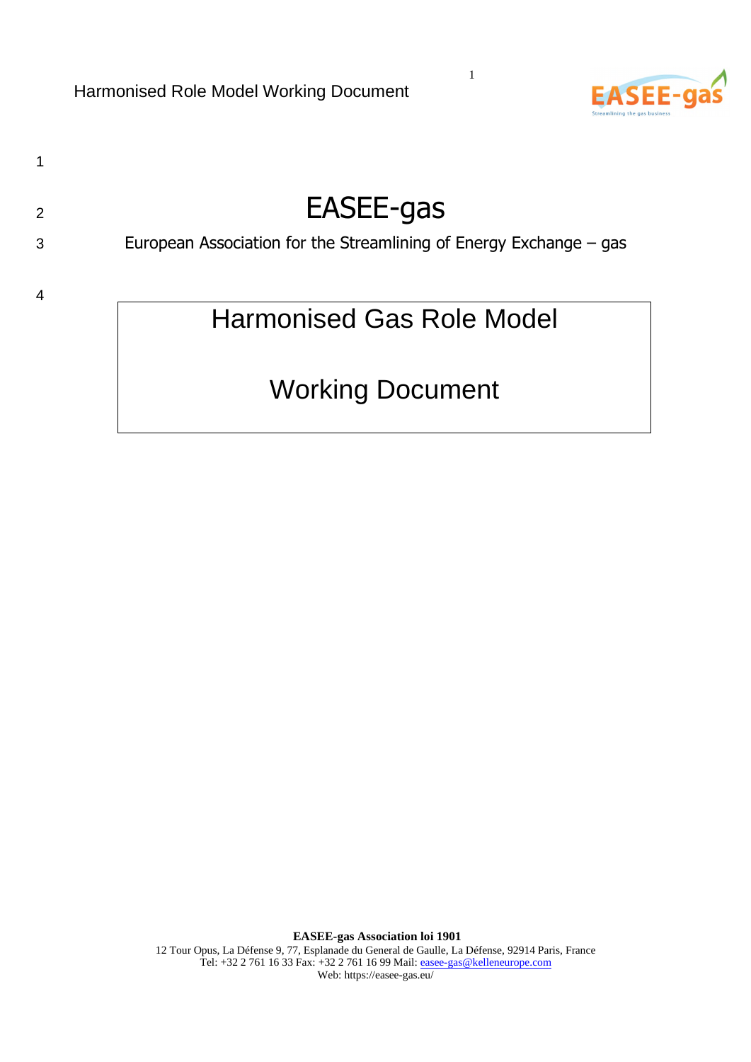# EASEE-gas

European Association for the Streamlining of Energy Exchange – gas

## Harmonised Gas Role Model

## Working Document

**EASEE-gas Association loi 1901**

12 Tour Opus, La Défense 9, 77, Esplanade du General de Gaulle, La Défense, 92914 Paris, France

Tel: +32 2 761 16 33 Fax: +32 2 761 16 99 Mail: easee-gas@kelleneurope.com

Web: https://easee-gas.eu/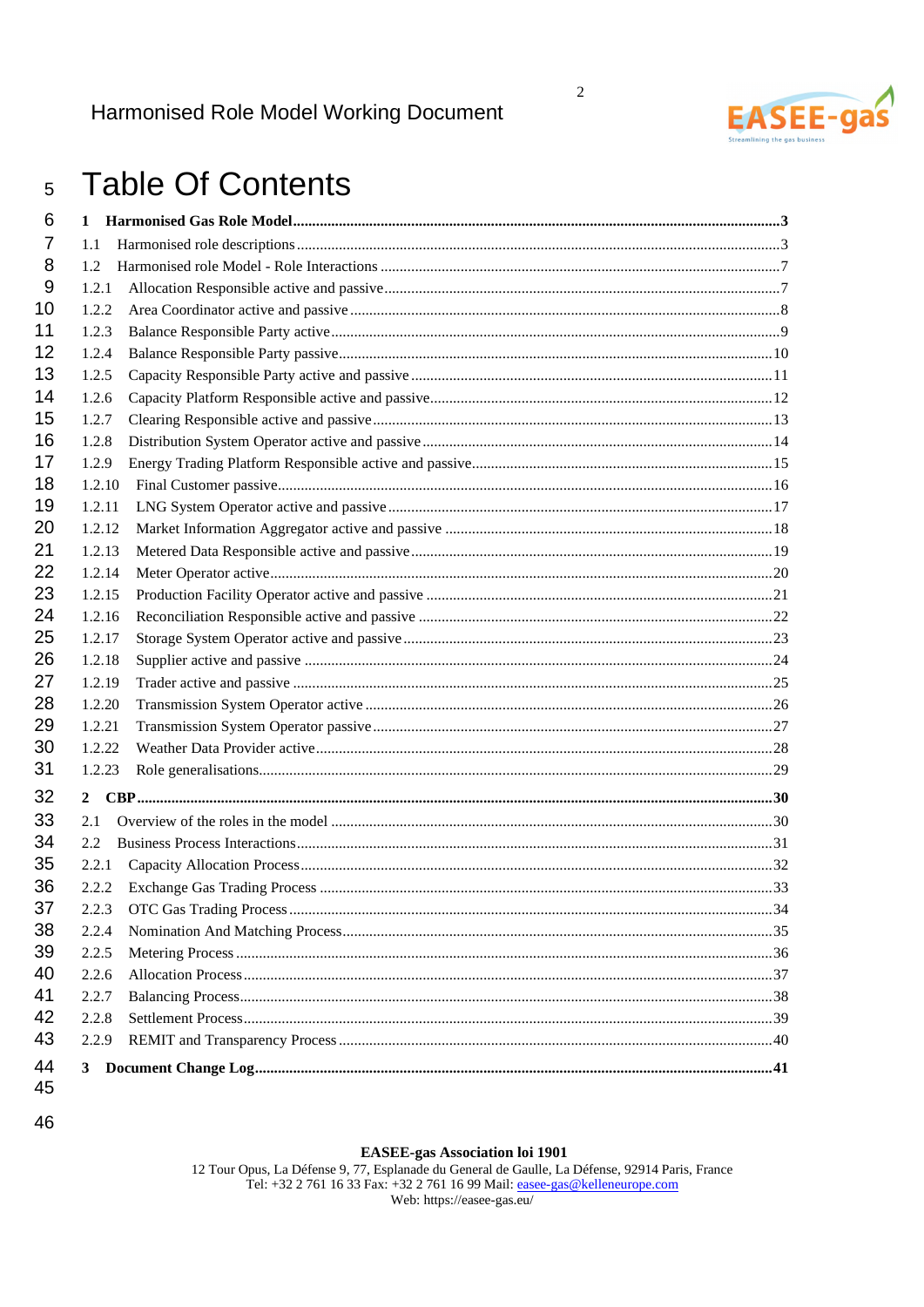# Table Of Contents

**1 Harmonised Gas Role Model .......... 3**

1.1 Harmonised role descriptions .......... 3

1.2 Harmonised role Model - Role Interactions .......... 7

1.2.1 Allocation Responsible active and passive .......... 7

1.2.2 Area Coordinator active and passive .......... 8

1.2.3 Balance Responsible Party active .......... 9

1.2.4 Balance Responsible Party passive .......... 10

1.2.5 Capacity Responsible Party active and passive .......... 11

1.2.6 Capacity Platform Responsible active and passive .......... 12

1.2.7 Clearing Responsible active and passive .......... 13

1.2.8 Distribution System Operator active and passive .......... 14

1.2.9 Energy Trading Platform Responsible active and passive .......... 15

1.2.10 Final Customer passive .......... 16

1.2.11 LNG System Operator active and passive .......... 17

1.2.12 Market Information Aggregator active and passive .......... 18

1.2.13 Metered Data Responsible active and passive .......... 19

1.2.14 Meter Operator active .......... 20

1.2.15 Production Facility Operator active and passive .......... 21

1.2.16 Reconciliation Responsible active and passive .......... 22

1.2.17 Storage System Operator active and passive .......... 23

1.2.18 Supplier active and passive .......... 24

1.2.19 Trader active and passive .......... 25

1.2.20 Transmission System Operator active .......... 26

1.2.21 Transmission System Operator passive .......... 27

1.2.22 Weather Data Provider active .......... 28

1.2.23 Role generalisations .......... 29

**2 CBP .......... 30**

2.1 Overview of the roles in the model .......... 30

2.2 Business Process Interactions .......... 31

2.2.1 Capacity Allocation Process .......... 32

2.2.2 Exchange Gas Trading Process .......... 33

2.2.3 OTC Gas Trading Process .......... 34

2.2.4 Nomination And Matching Process .......... 35

2.2.5 Metering Process .......... 36

2.2.6 Allocation Process .......... 37

2.2.7 Balancing Process .......... 38

2.2.8 Settlement Process .......... 39

2.2.9 REMIT and Transparency Process .......... 40

**3 Document Change Log .......... 41**

**EASEE-gas Association loi 1901**
12 Tour Opus, La Défense 9, 77, Esplanade du General de Gaulle, La Défense, 92914 Paris, France
Tel: +32 2 761 16 33 Fax: +32 2 761 16 99 Mail: easee-gas@kelleneurope.com
Web: https://easee-gas.eu/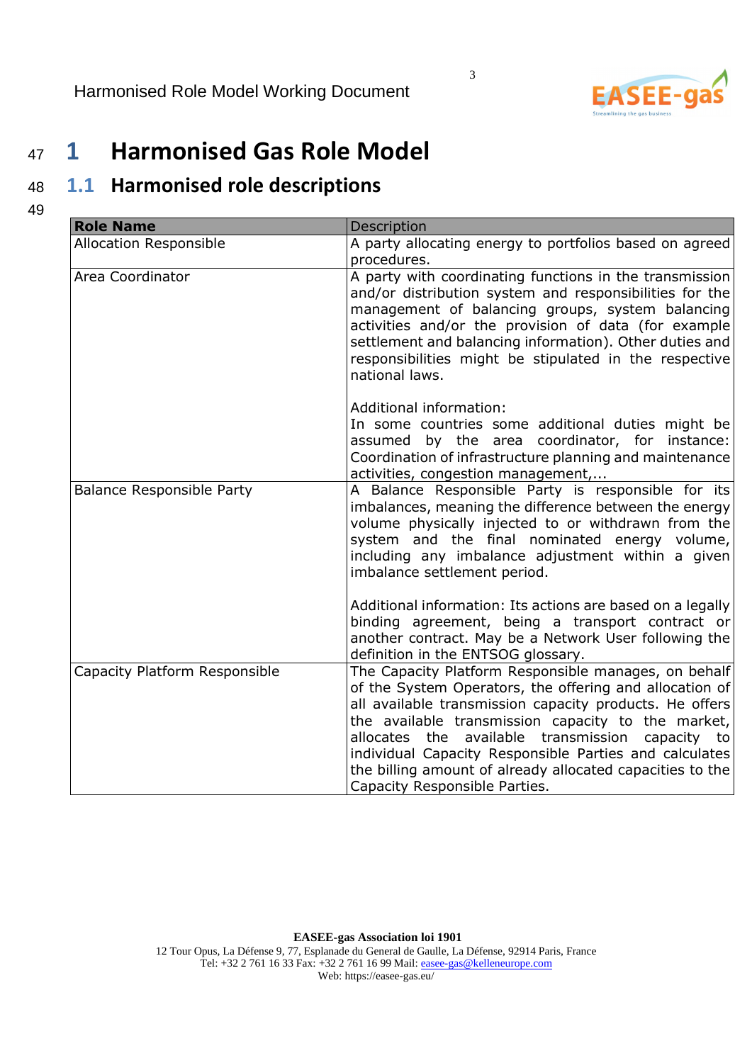# 1 Harmonised Gas Role Model

## 1.1 Harmonised role descriptions

| **Role Name** | Description |
|---|---|
| Allocation Responsible | A party allocating energy to portfolios based on agreed procedures. |
| Area Coordinator | A party with coordinating functions in the transmission and/or distribution system and responsibilities for the management of balancing groups, system balancing activities and/or the provision of data (for example settlement and balancing information). Other duties and responsibilities might be stipulated in the respective national laws.<br><br>Additional information:<br>In some countries some additional duties might be assumed by the area coordinator, for instance: Coordination of infrastructure planning and maintenance activities, congestion management,... |
| Balance Responsible Party | A Balance Responsible Party is responsible for its imbalances, meaning the difference between the energy volume physically injected to or withdrawn from the system and the final nominated energy volume, including any imbalance adjustment within a given imbalance settlement period.<br><br>Additional information: Its actions are based on a legally binding agreement, being a transport contract or another contract. May be a Network User following the definition in the ENTSOG glossary. |
| Capacity Platform Responsible | The Capacity Platform Responsible manages, on behalf of the System Operators, the offering and allocation of all available transmission capacity products. He offers the available transmission capacity to the market, allocates the available transmission capacity to individual Capacity Responsible Parties and calculates the billing amount of already allocated capacities to the Capacity Responsible Parties. |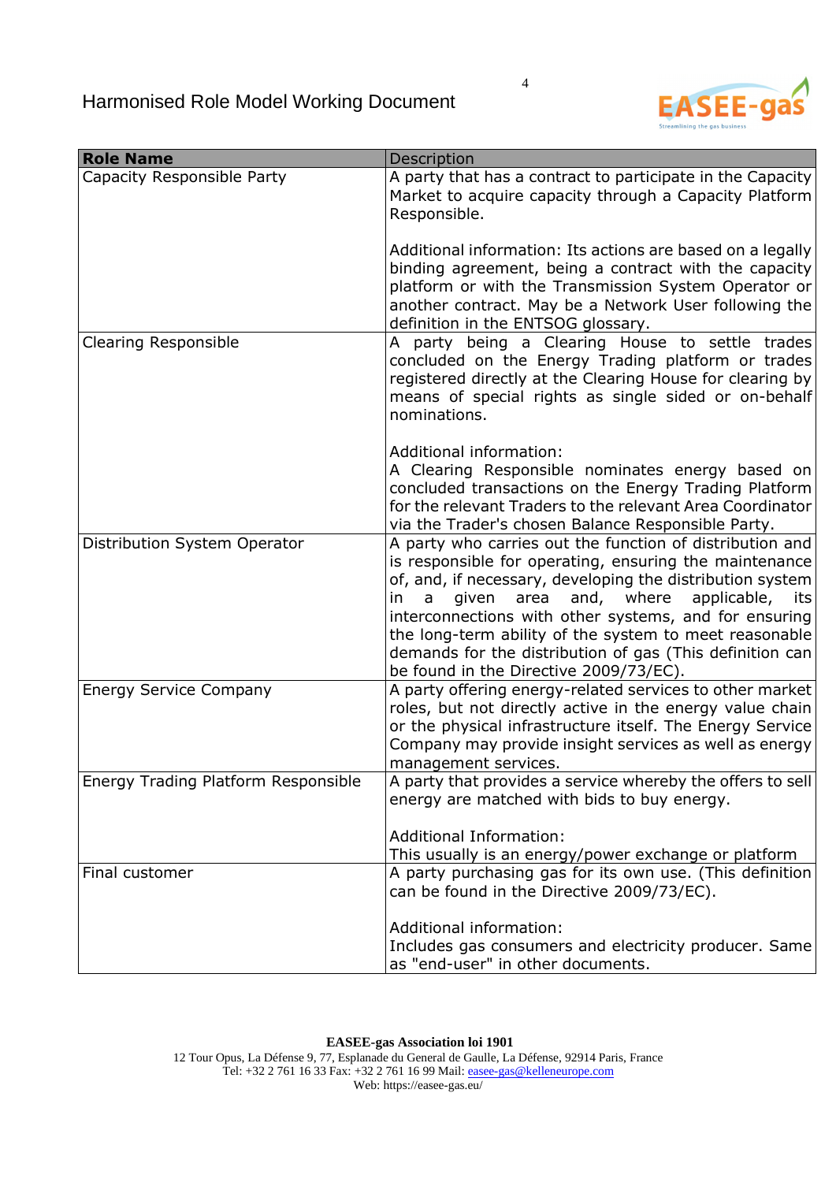| **Role Name** | Description |
|---|---|
| Capacity Responsible Party | A party that has a contract to participate in the Capacity Market to acquire capacity through a Capacity Platform Responsible.<br><br>Additional information: Its actions are based on a legally binding agreement, being a contract with the capacity platform or with the Transmission System Operator or another contract. May be a Network User following the definition in the ENTSOG glossary. |
| Clearing Responsible | A party being a Clearing House to settle trades concluded on the Energy Trading platform or trades registered directly at the Clearing House for clearing by means of special rights as single sided or on-behalf nominations.<br><br>Additional information:<br>A Clearing Responsible nominates energy based on concluded transactions on the Energy Trading Platform for the relevant Traders to the relevant Area Coordinator via the Trader's chosen Balance Responsible Party. |
| Distribution System Operator | A party who carries out the function of distribution and is responsible for operating, ensuring the maintenance of, and, if necessary, developing the distribution system in a given area and, where applicable, its interconnections with other systems, and for ensuring the long-term ability of the system to meet reasonable demands for the distribution of gas (This definition can be found in the Directive 2009/73/EC). |
| Energy Service Company | A party offering energy-related services to other market roles, but not directly active in the energy value chain or the physical infrastructure itself. The Energy Service Company may provide insight services as well as energy management services. |
| Energy Trading Platform Responsible | A party that provides a service whereby the offers to sell energy are matched with bids to buy energy.<br><br>Additional Information:<br>This usually is an energy/power exchange or platform |
| Final customer | A party purchasing gas for its own use. (This definition can be found in the Directive 2009/73/EC).<br><br>Additional information:<br>Includes gas consumers and electricity producer. Same as "end-user" in other documents. |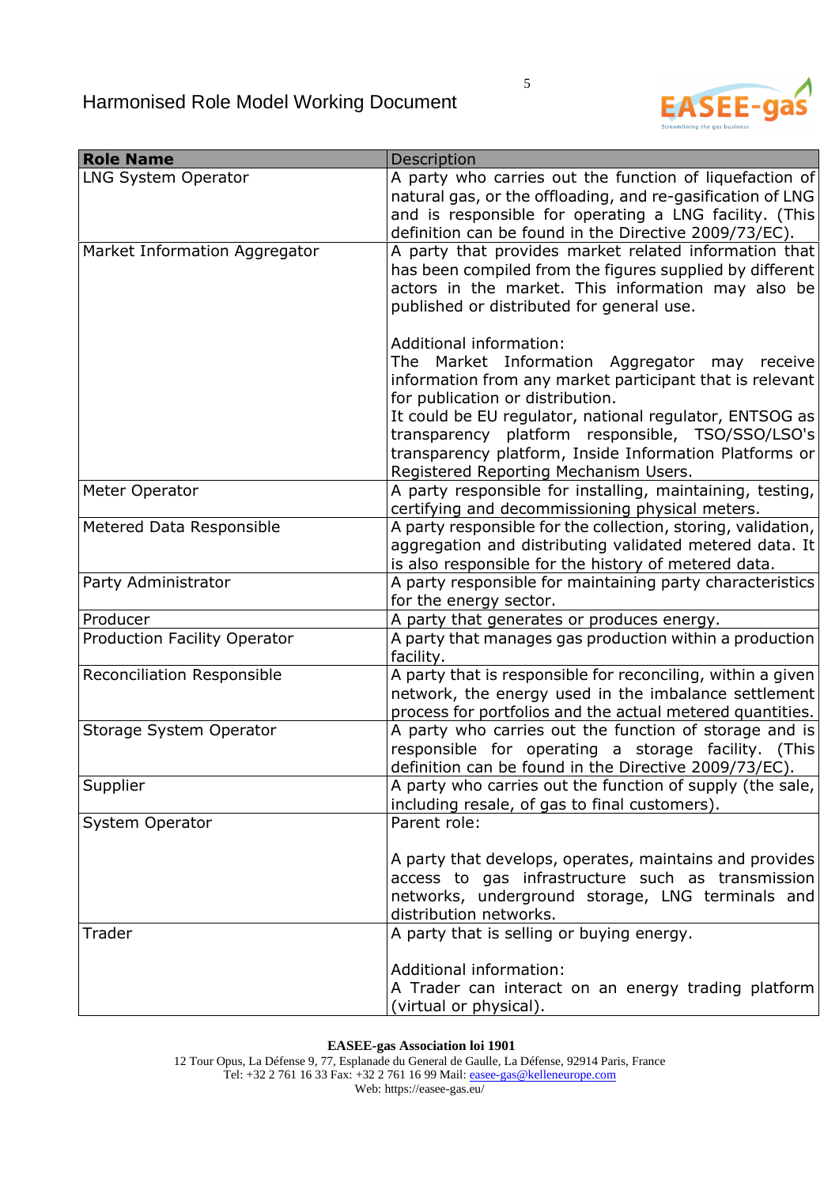| Role Name | Description |
|---|---|
| LNG System Operator | A party who carries out the function of liquefaction of natural gas, or the offloading, and re-gasification of LNG and is responsible for operating a LNG facility. (This definition can be found in the Directive 2009/73/EC). |
| Market Information Aggregator | A party that provides market related information that has been compiled from the figures supplied by different actors in the market. This information may also be published or distributed for general use.<br><br>Additional information:<br>The Market Information Aggregator may receive information from any market participant that is relevant for publication or distribution.<br>It could be EU regulator, national regulator, ENTSOG as transparency platform responsible, TSO/SSO/LSO's transparency platform, Inside Information Platforms or Registered Reporting Mechanism Users. |
| Meter Operator | A party responsible for installing, maintaining, testing, certifying and decommissioning physical meters. |
| Metered Data Responsible | A party responsible for the collection, storing, validation, aggregation and distributing validated metered data. It is also responsible for the history of metered data. |
| Party Administrator | A party responsible for maintaining party characteristics for the energy sector. |
| Producer | A party that generates or produces energy. |
| Production Facility Operator | A party that manages gas production within a production facility. |
| Reconciliation Responsible | A party that is responsible for reconciling, within a given network, the energy used in the imbalance settlement process for portfolios and the actual metered quantities. |
| Storage System Operator | A party who carries out the function of storage and is responsible for operating a storage facility. (This definition can be found in the Directive 2009/73/EC). |
| Supplier | A party who carries out the function of supply (the sale, including resale, of gas to final customers). |
| System Operator | Parent role:<br><br>A party that develops, operates, maintains and provides access to gas infrastructure such as transmission networks, underground storage, LNG terminals and distribution networks. |
| Trader | A party that is selling or buying energy.<br><br>Additional information:<br>A Trader can interact on an energy trading platform (virtual or physical). |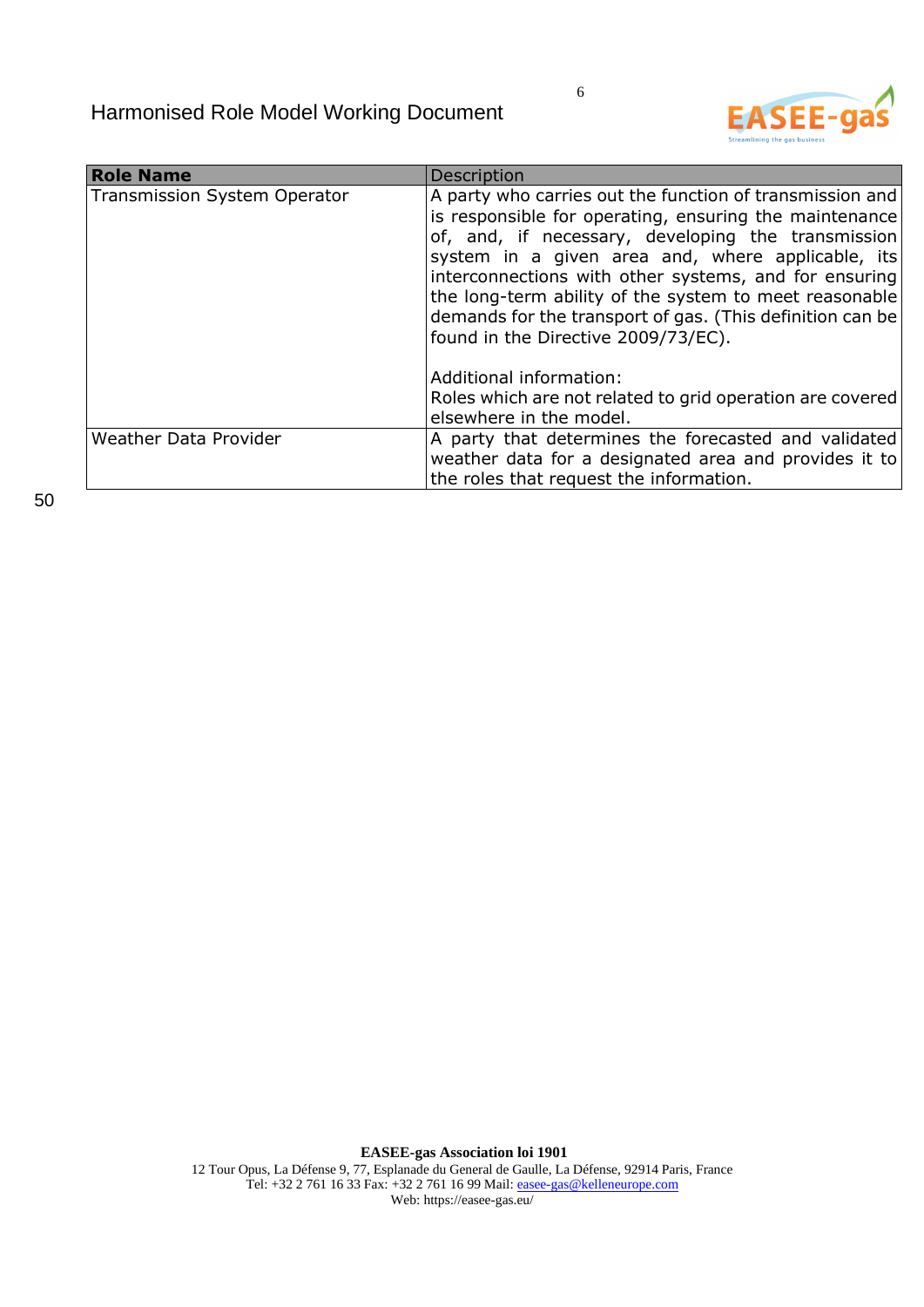| **Role Name** | Description |
|---|---|
| Transmission System Operator | A party who carries out the function of transmission and is responsible for operating, ensuring the maintenance of, and, if necessary, developing the transmission system in a given area and, where applicable, its interconnections with other systems, and for ensuring the long-term ability of the system to meet reasonable demands for the transport of gas. (This definition can be found in the Directive 2009/73/EC).<br><br>Additional information:<br>Roles which are not related to grid operation are covered elsewhere in the model. |
| Weather Data Provider | A party that determines the forecasted and validated weather data for a designated area and provides it to the roles that request the information. |

50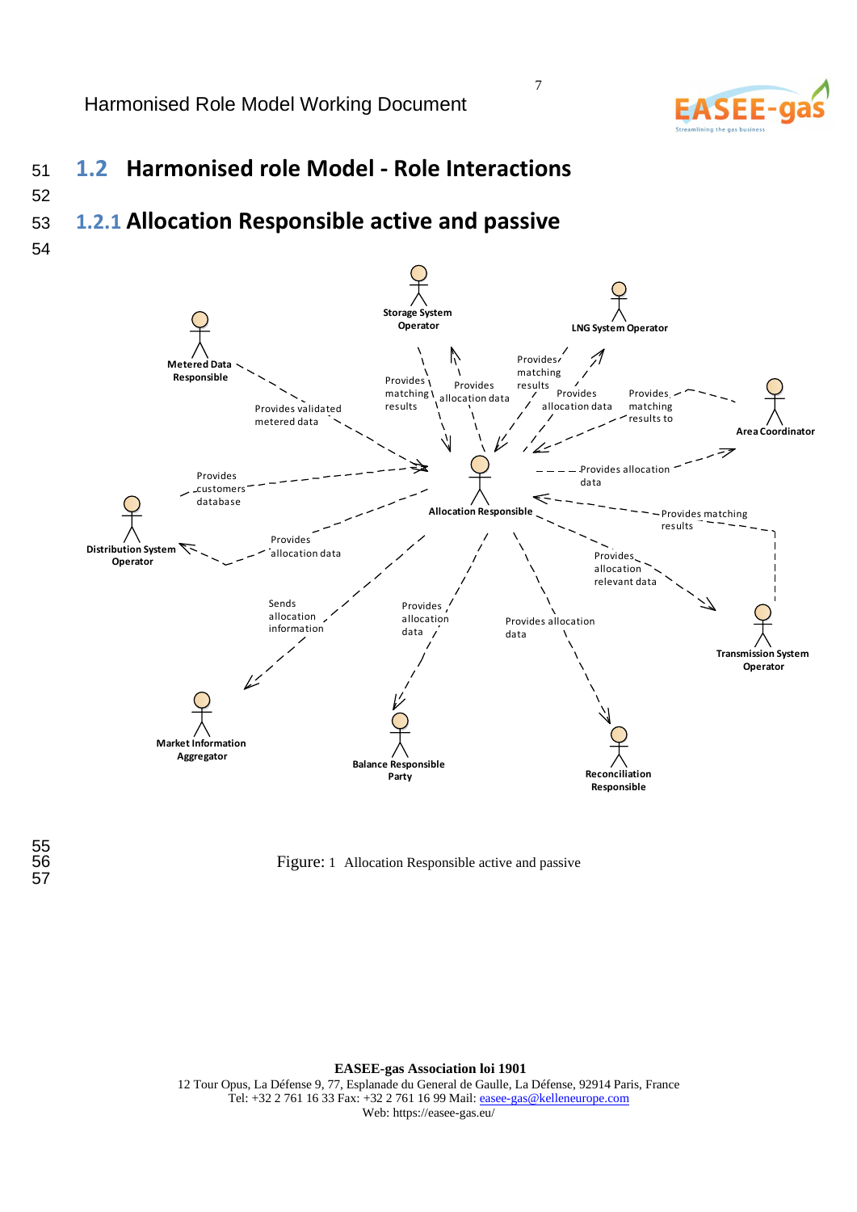## 1.2 Harmonised role Model - Role Interactions

### 1.2.1 Allocation Responsible active and passive

Storage System Operator

LNG System Operator

Metered Data Responsible

Area Coordinator

Provides matching results

Provides allocation data

Provides matching results

Provides allocation data

Provides matching results to

Provides validated metered data

Provides customers database

Provides allocation data

Allocation Responsible

Provides matching results

Distribution System Operator

Provides allocation data

Provides allocation relevant data

Sends allocation information

Provides allocation data

Provides allocation data

Transmission System Operator

Market Information Aggregator

Balance Responsible Party

Reconciliation Responsible

Figure: 1 Allocation Responsible active and passive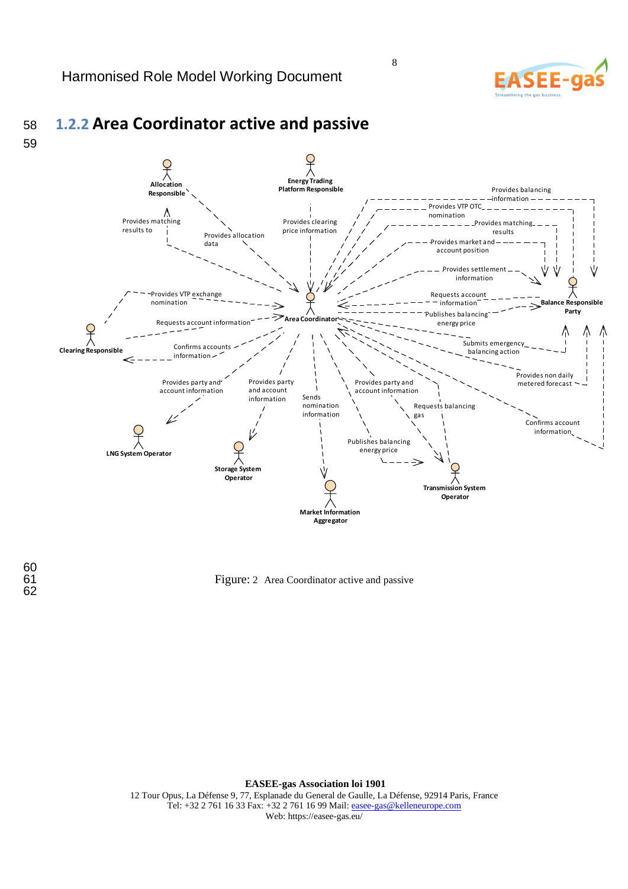## 1.2.2 Area Coordinator active and passive

Allocation Responsible

Energy Trading Platform Responsible

Provides matching results to

Provides allocation data

Provides clearing price information

Provides balancing information

Provides VTP OTC nomination

Provides matching results

Provides market and account position

Provides settlement information

Provides VTP exchange nomination

Requests account information

Area Coordinator

Requests account information

Publishes balancing energy price

Balance Responsible Party

Clearing Responsible

Confirms accounts information

Submits emergency balancing action

Provides non daily metered forecast

Provides party and account information

Provides party and account information

Sends nomination information

Provides party and account information

Requests balancing gas

Confirms account information

LNG System Operator

Storage System Operator

Publishes balancing energy price

Transmission System Operator

Market Information Aggregator

Figure: 2 Area Coordinator active and passive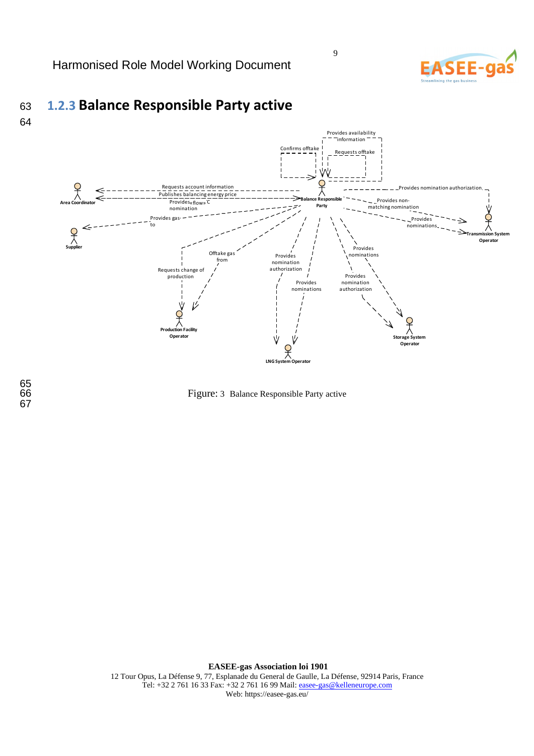### 1.2.3 Balance Responsible Party active

Area Coordinator

Supplier

Production Facility Operator

LNG System Operator

Storage System Operator

Transmission System Operator

Balance Responsible Party

Requests account information

Publishes balancing energy price

Provides «flow» nomination

Provides gas to

Offtake gas from

Requests change of production

Provides nomination authorization

Provides nominations

Confirms offtake

Provides availability information

Requests offtake

Provides nomination authorization

Provides non-matching nomination

Provides nominations

Provides nominations

Provides nomination authorization

Figure: 3 Balance Responsible Party active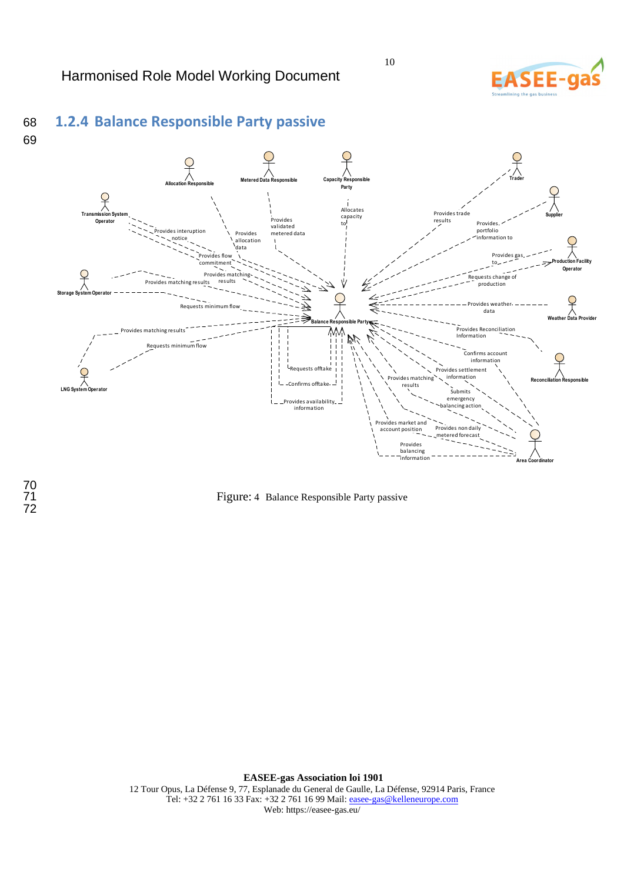## 1.2.4 Balance Responsible Party passive

Figure: 4 Balance Responsible Party passive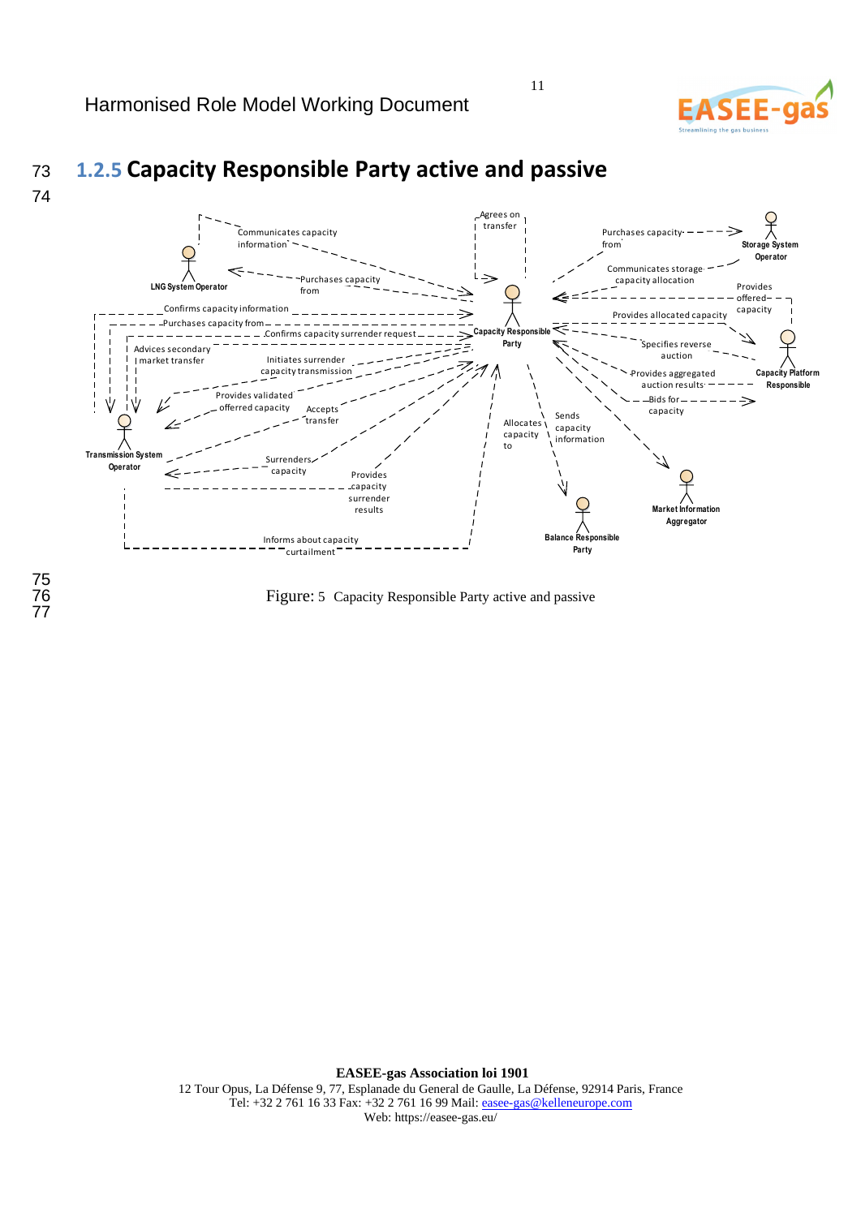### 1.2.5 Capacity Responsible Party active and passive

Figure: 5 Capacity Responsible Party active and passive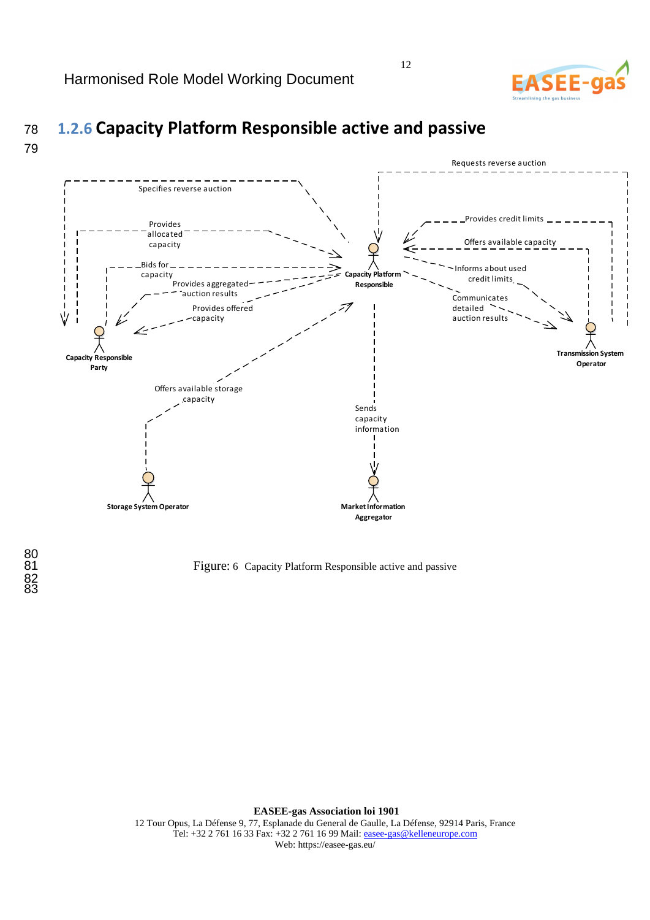### 1.2.6 Capacity Platform Responsible active and passive

Figure: 6 Capacity Platform Responsible active and passive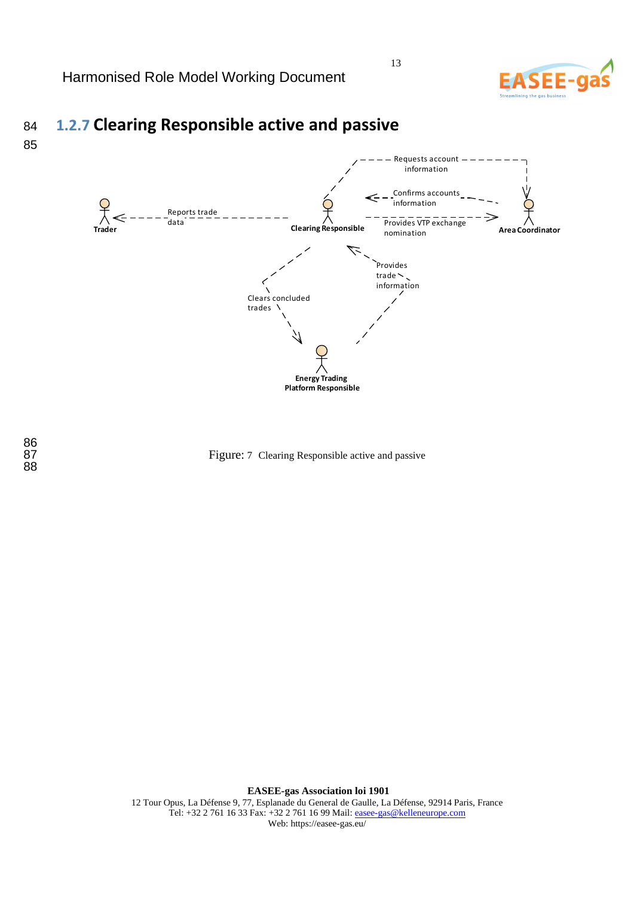### 1.2.7 Clearing Responsible active and passive

Requests account information

Confirms accounts information

Reports trade data

Provides VTP exchange nomination

Trader

Clearing Responsible

Area Coordinator

Provides trade information

Clears concluded trades

Energy Trading Platform Responsible

Figure: 7 Clearing Responsible active and passive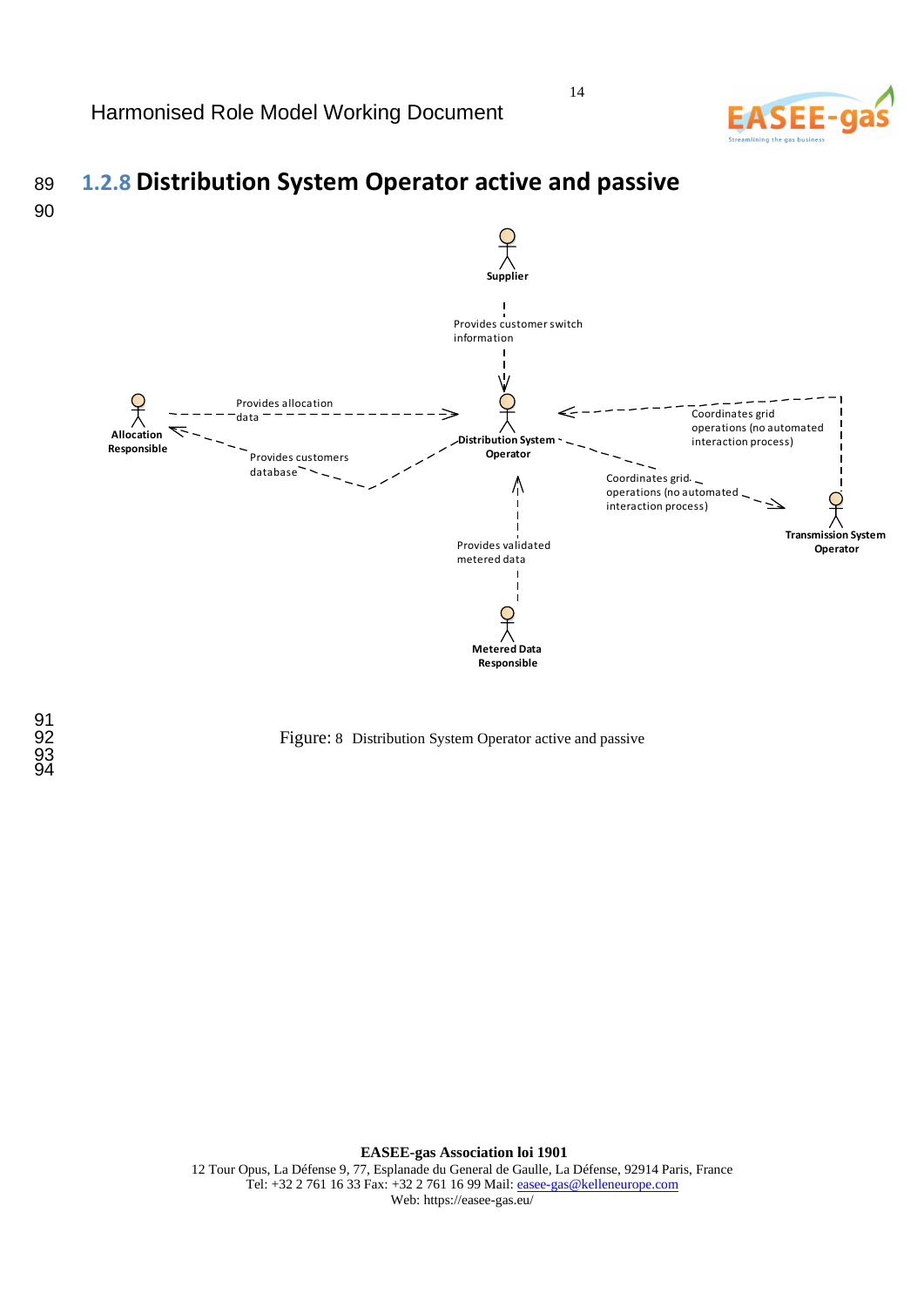### 1.2.8 Distribution System Operator active and passive

Supplier

Provides customer switch information

Allocation Responsible

Provides allocation data

Provides customers database

Distribution System Operator

Coordinates grid operations (no automated interaction process)

Coordinates grid operations (no automated interaction process)

Transmission System Operator

Provides validated metered data

Metered Data Responsible

Figure: 8 Distribution System Operator active and passive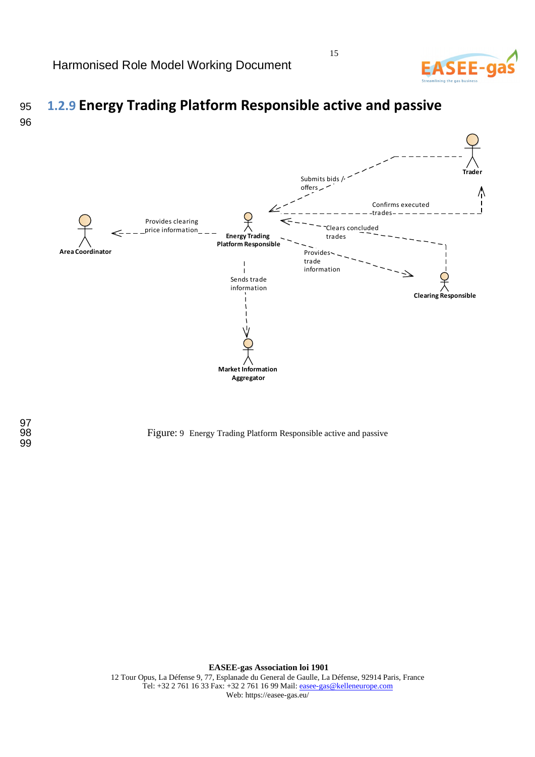### 1.2.9 Energy Trading Platform Responsible active and passive

Figure: 9 Energy Trading Platform Responsible active and passive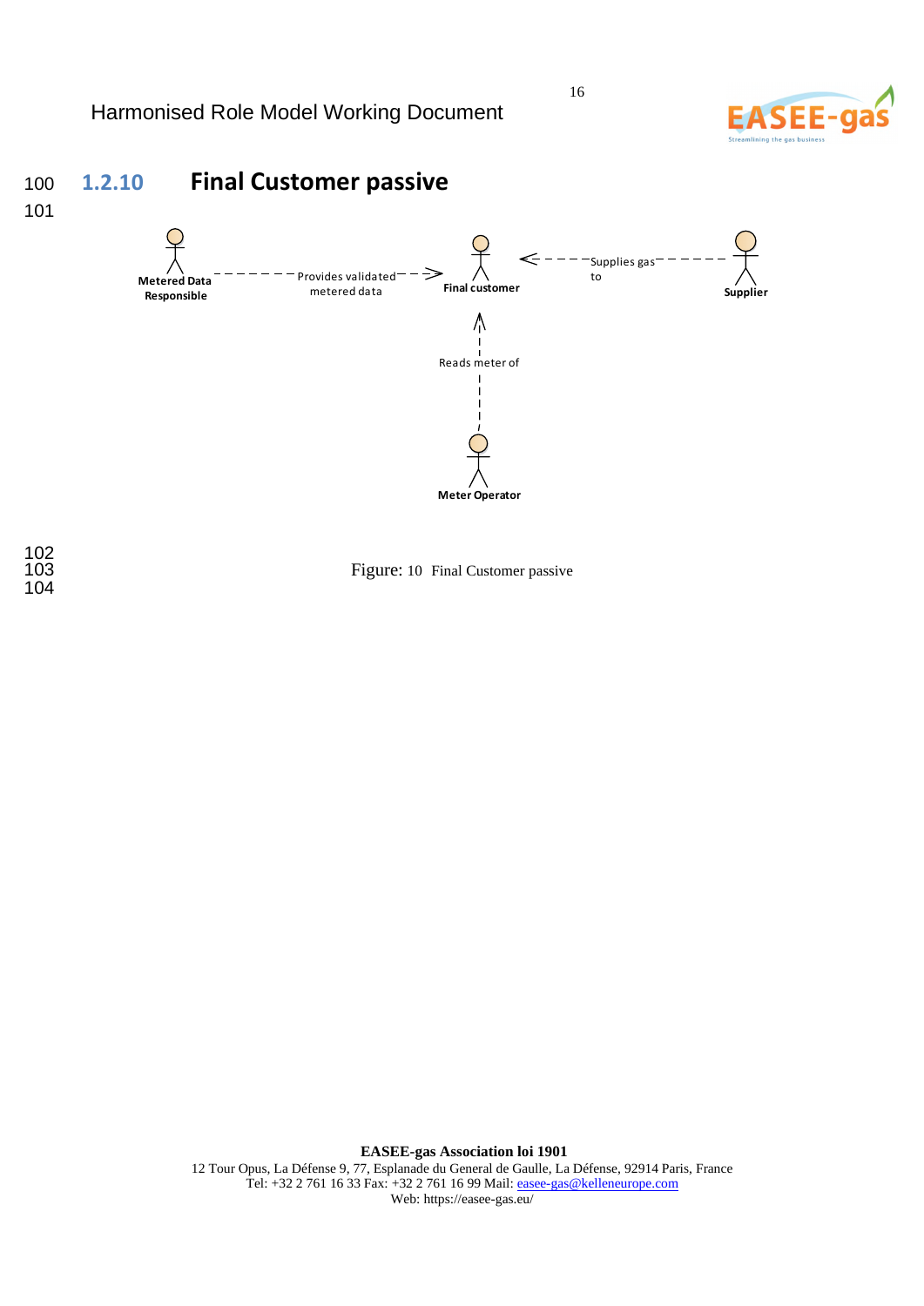### 1.2.10 Final Customer passive

Metered Data Responsible — Provides validated metered data → Final customer

Supplier — Supplies gas to → Final customer

Meter Operator — Reads meter of → Final customer

Figure: 10 Final Customer passive

**EASEE-gas Association loi 1901**
12 Tour Opus, La Défense 9, 77, Esplanade du General de Gaulle, La Défense, 92914 Paris, France
Tel: +32 2 761 16 33 Fax: +32 2 761 16 99 Mail: easee-gas@kelleneurope.com
Web: https://easee-gas.eu/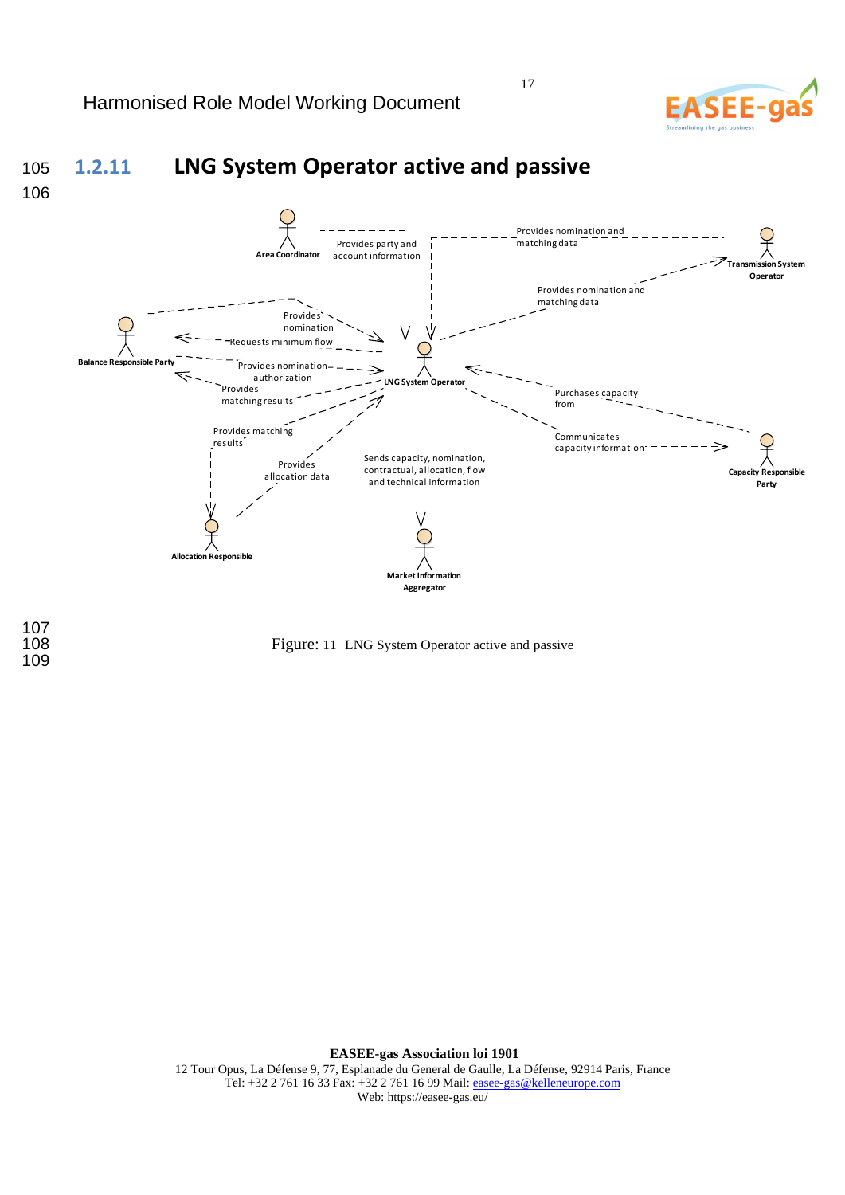### 1.2.11 LNG System Operator active and passive

Figure: 11 LNG System Operator active and passive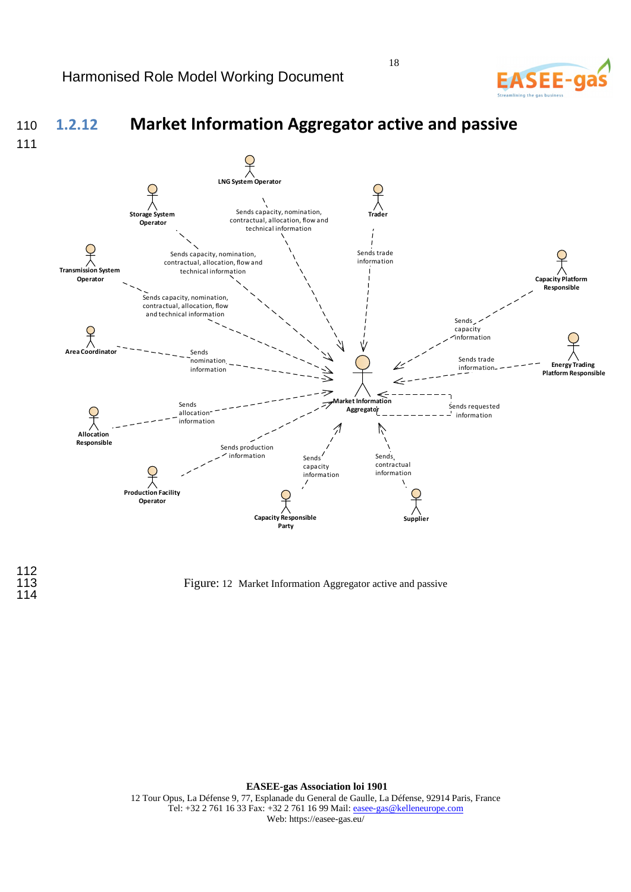## 1.2.12 Market Information Aggregator active and passive

Figure: 12 Market Information Aggregator active and passive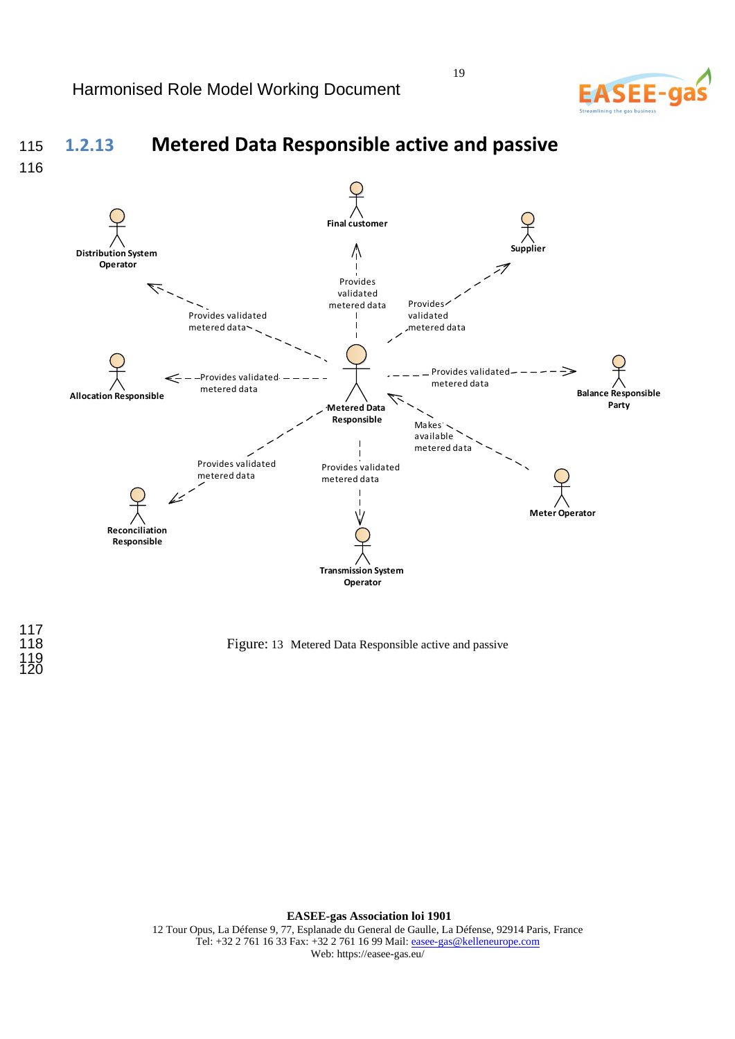### 1.2.13 Metered Data Responsible active and passive

Final customer

Distribution System Operator

Supplier

Provides validated metered data

Provides validated metered data

Provides validated metered data

Allocation Responsible

Provides validated metered data

Metered Data Responsible

Provides validated metered data

Balance Responsible Party

Makes available metered data

Provides validated metered data

Provides validated metered data

Reconciliation Responsible

Meter Operator

Transmission System Operator

Figure: 13 Metered Data Responsible active and passive

**EASEE-gas Association loi 1901**
12 Tour Opus, La Défense 9, 77, Esplanade du General de Gaulle, La Défense, 92914 Paris, France
Tel: +32 2 761 16 33 Fax: +32 2 761 16 99 Mail: easee-gas@kelleneurope.com
Web: https://easee-gas.eu/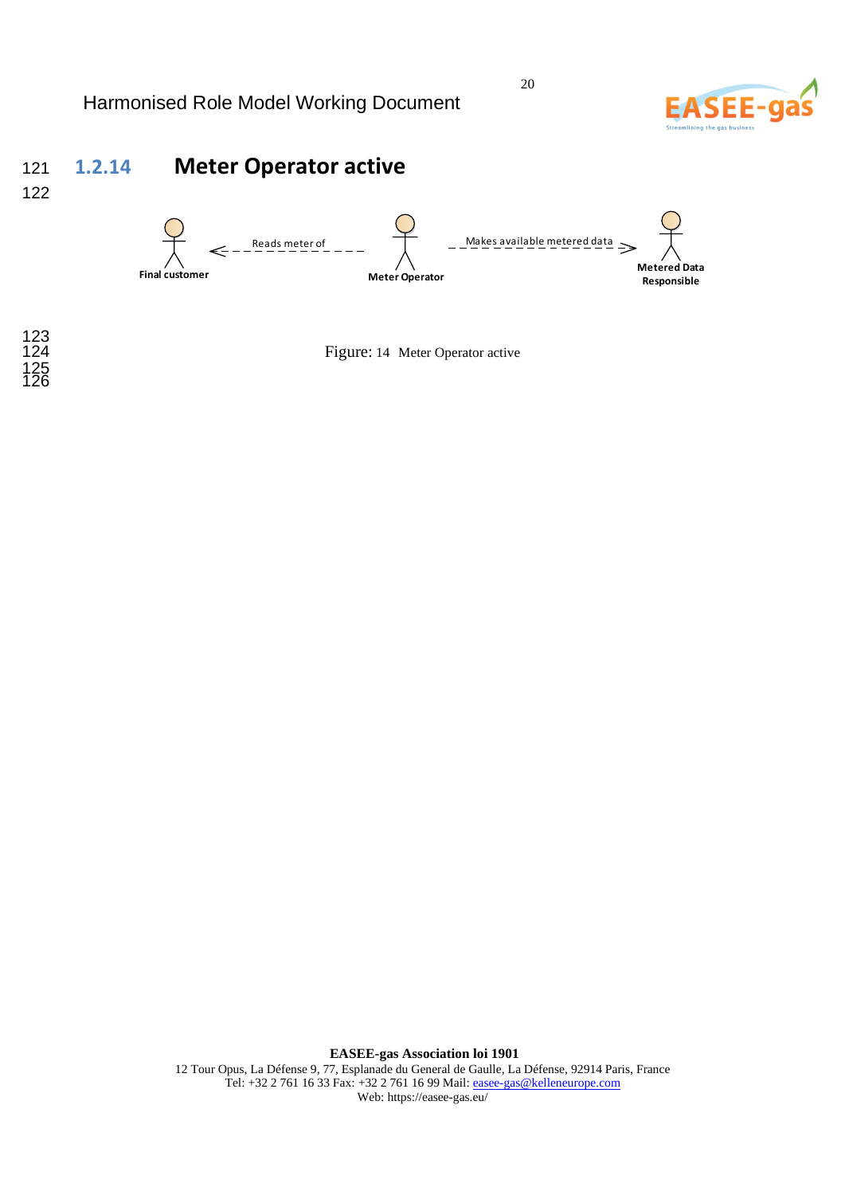### 1.2.14 Meter Operator active

Final customer ← Reads meter of — Meter Operator — Makes available metered data → Metered Data Responsible

Figure: 14 Meter Operator active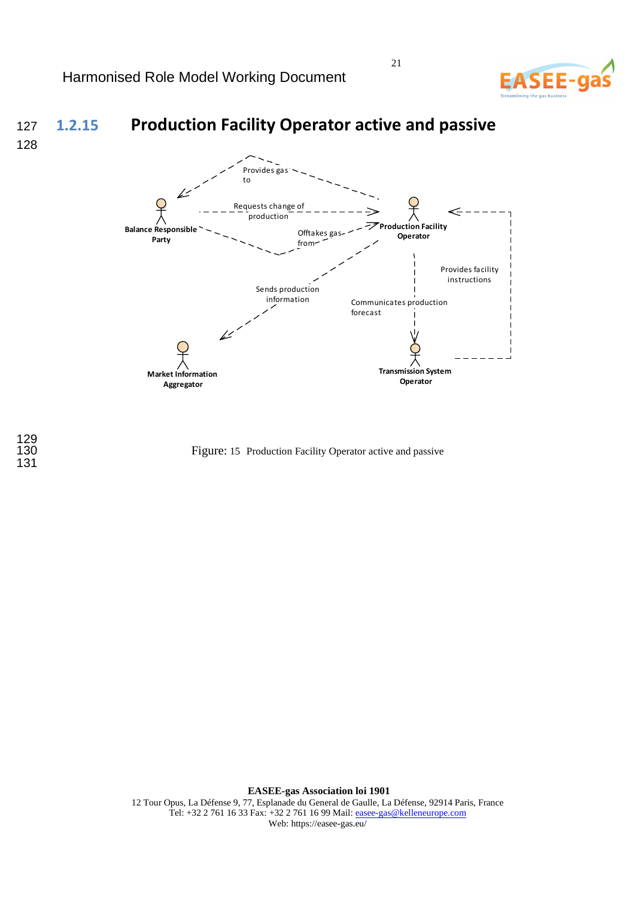### 1.2.15 Production Facility Operator active and passive

Provides gas to

Requests change of production

Offtakes gas from

Sends production information

Communicates production forecast

Provides facility instructions

Balance Responsible Party

Production Facility Operator

Market Information Aggregator

Transmission System Operator

Figure: 15 Production Facility Operator active and passive

**EASEE-gas Association loi 1901**
12 Tour Opus, La Défense 9, 77, Esplanade du General de Gaulle, La Défense, 92914 Paris, France
Tel: +32 2 761 16 33 Fax: +32 2 761 16 99 Mail: easee-gas@kelleneurope.com
Web: https://easee-gas.eu/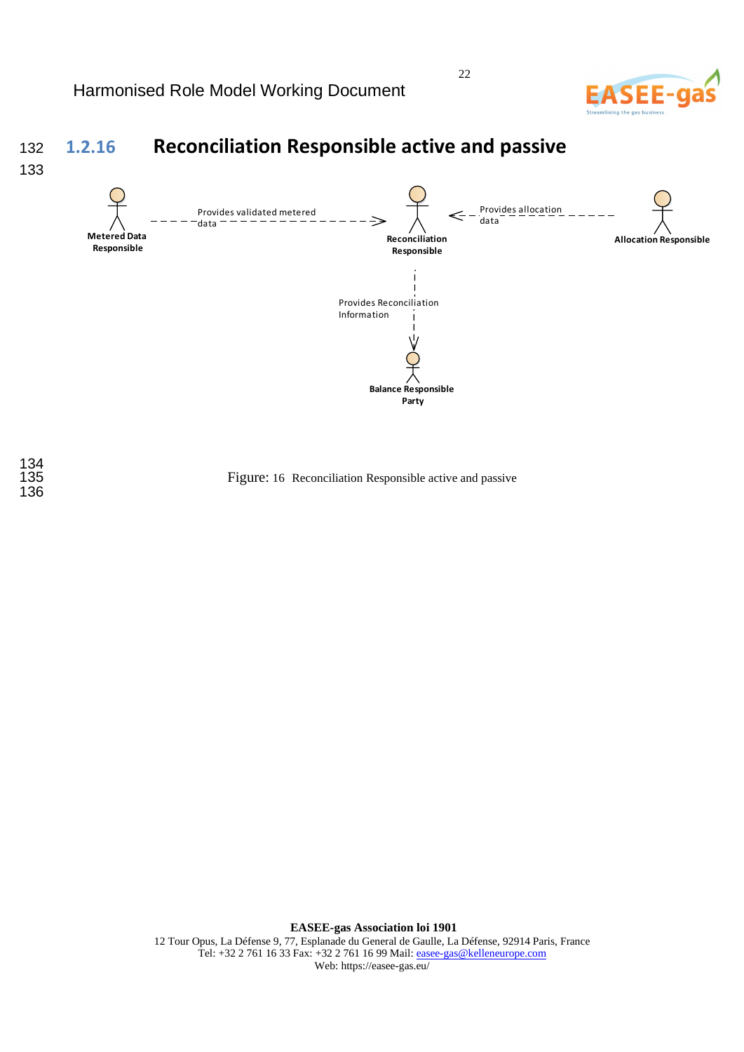### 1.2.16 Reconciliation Responsible active and passive

Metered Data Responsible — Provides validated metered data → Reconciliation Responsible

Allocation Responsible — Provides allocation data → Reconciliation Responsible

Reconciliation Responsible — Provides Reconciliation Information → Balance Responsible Party

Figure: 16 Reconciliation Responsible active and passive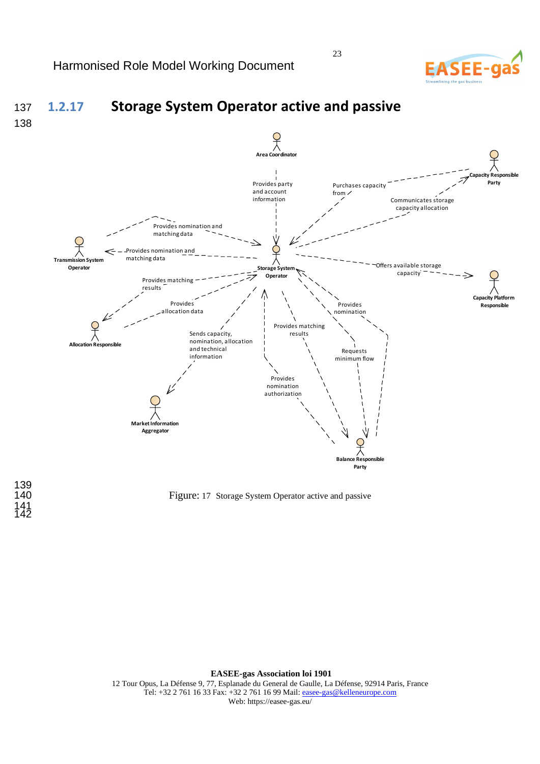### 1.2.17 Storage System Operator active and passive

Area Coordinator

Provides party and account information

Purchases capacity from

Capacity Responsible Party

Communicates storage capacity allocation

Provides nomination and matching data

Transmission System Operator

Provides nomination and matching data

Storage System Operator

Offers available storage capacity

Capacity Platform Responsible

Provides matching results

Provides allocation data

Allocation Responsible

Provides nomination

Provides matching results

Sends capacity, nomination, allocation and technical information

Requests minimum flow

Provides nomination authorization

Market Information Aggregator

Balance Responsible Party

Figure: 17 Storage System Operator active and passive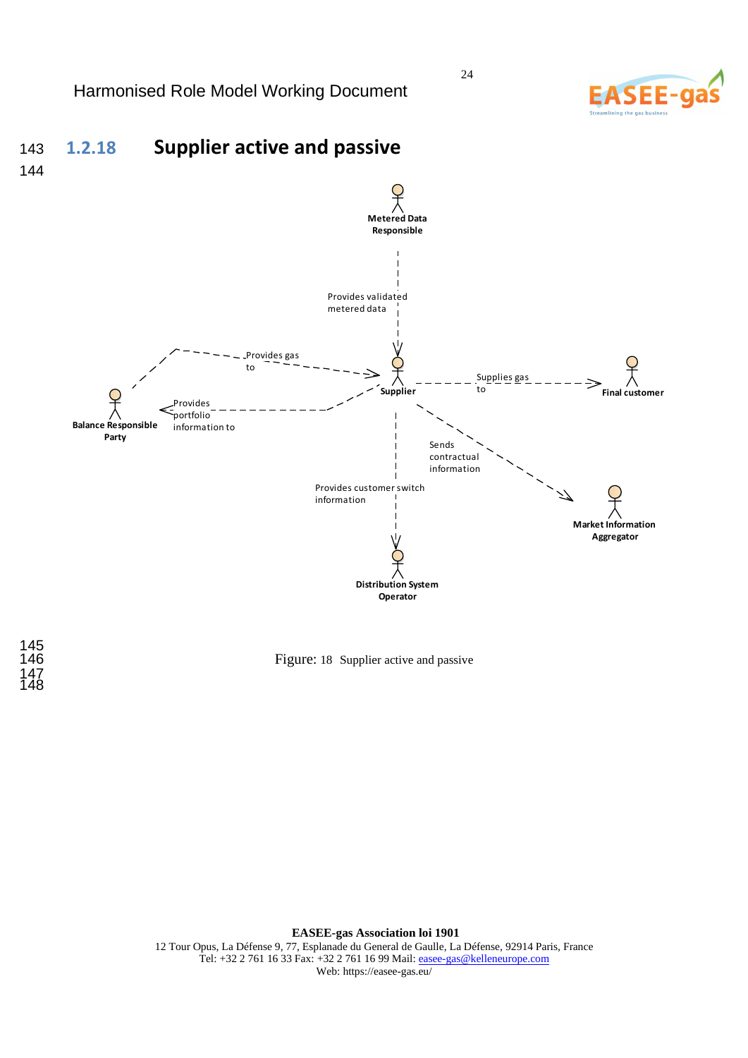### 1.2.18 Supplier active and passive

Metered Data Responsible

Provides validated metered data

Provides gas to

Supplier

Supplies gas to

Final customer

Balance Responsible Party

Provides portfolio information to

Sends contractual information

Provides customer switch information

Market Information Aggregator

Distribution System Operator

Figure: 18 Supplier active and passive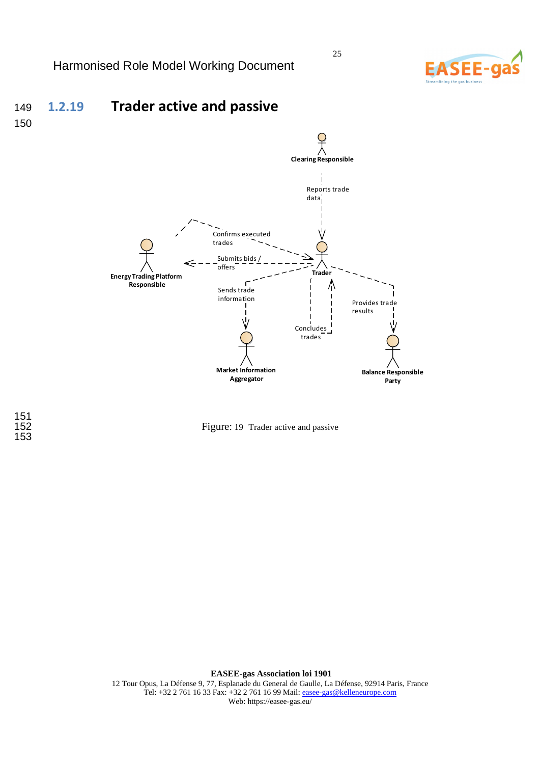### 1.2.19 Trader active and passive

Clearing Responsible

Reports trade data

Confirms executed trades

Submits bids / offers

Energy Trading Platform Responsible

Trader

Sends trade information

Concludes trades

Provides trade results

Market Information Aggregator

Balance Responsible Party

Figure: 19 Trader active and passive

**EASEE-gas Association loi 1901**
12 Tour Opus, La Défense 9, 77, Esplanade du General de Gaulle, La Défense, 92914 Paris, France
Tel: +32 2 761 16 33 Fax: +32 2 761 16 99 Mail: easee-gas@kelleneurope.com
Web: https://easee-gas.eu/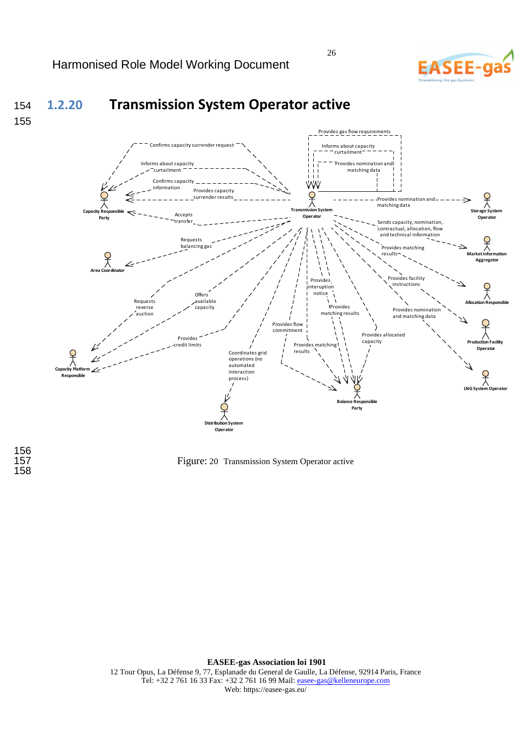## 1.2.20 Transmission System Operator active

Provides gas flow requirements

Informs about capacity curtailment

Provides nomination and matching data

Confirms capacity surrender request

Informs about capacity curtailment

Confirms capacity information

Provides capacity surrender results

Provides nomination and matching data

Capacity Responsible Party

Transmission System Operator

Storage System Operator

Accepts transfer

Sends capacity, nomination, contractual, allocation, flow and technical information

Market Information Aggregator

Requests balancing gas

Provides matching results

Area Coordinator

Provides facility instructions

Provides interuption notice

Allocation Responsible

Requests reverse auction

Offers available capacity

Provides matching results

Provides nomination and matching data

Provides flow commitment

Production Facility Operator

Provides allocated capacity

Provides credit limits

Provides matching results

Capacity Platform Responsible

Coordinates grid operations (no automated interaction process)

LNG System Operator

Balance Responsible Party

Distribution System Operator

Figure: 20 Transmission System Operator active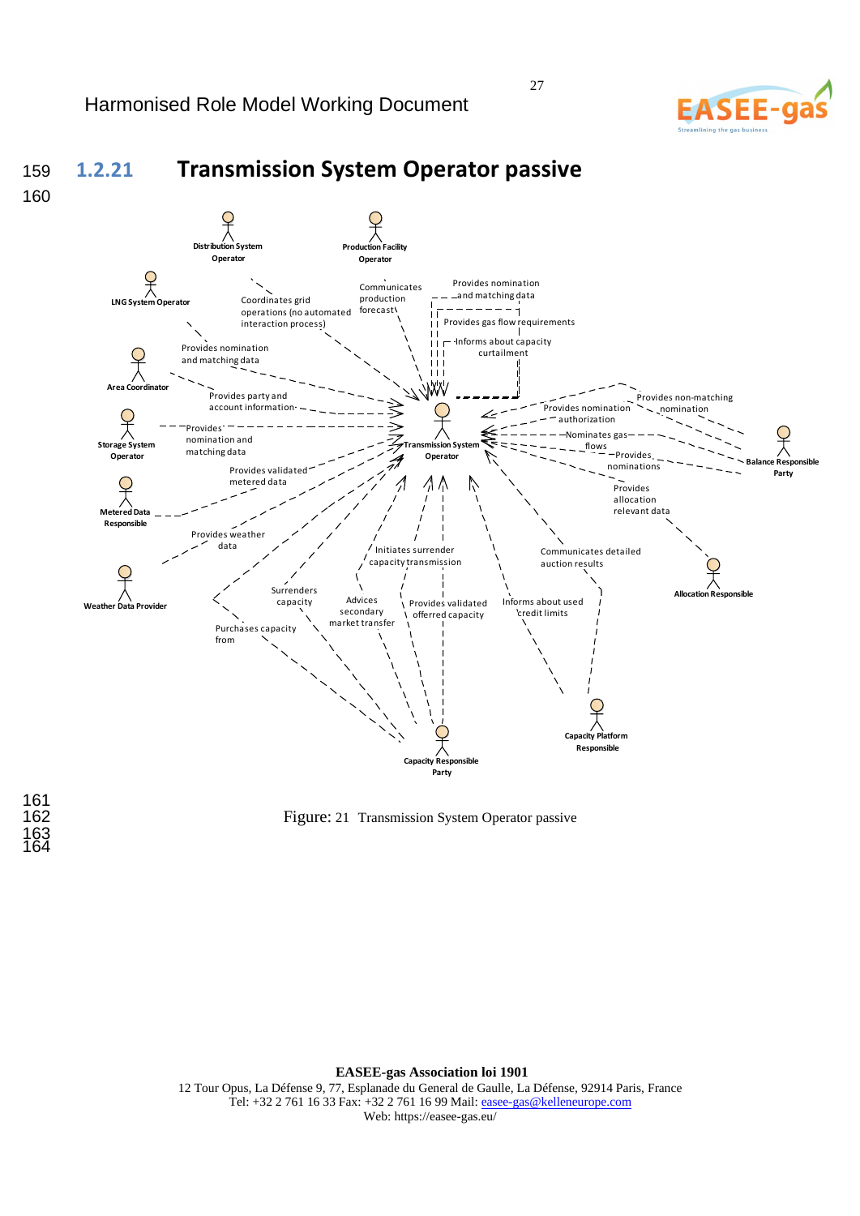## 1.2.21 Transmission System Operator passive

Distribution System Operator

Production Facility Operator

LNG System Operator

Coordinates grid operations (no automated interaction process)

Communicates production forecast

Provides nomination and matching data

Provides gas flow requirements

Informs about capacity curtailment

Area Coordinator

Provides nomination and matching data

Provides party and account information

Storage System Operator

Provides nomination and matching data

Transmission System Operator

Provides non-matching nomination

Provides nomination authorization

Nominates gas flows

Provides nominations

Balance Responsible Party

Provides validated metered data

Metered Data Responsible

Provides allocation relevant data

Allocation Responsible

Provides weather data

Weather Data Provider

Initiates surrender capacity transmission

Communicates detailed auction results

Surrenders capacity

Advices secondary market transfer

Provides validated offerred capacity

Informs about used credit limits

Purchases capacity from

Capacity Platform Responsible

Capacity Responsible Party

Figure: 21 Transmission System Operator passive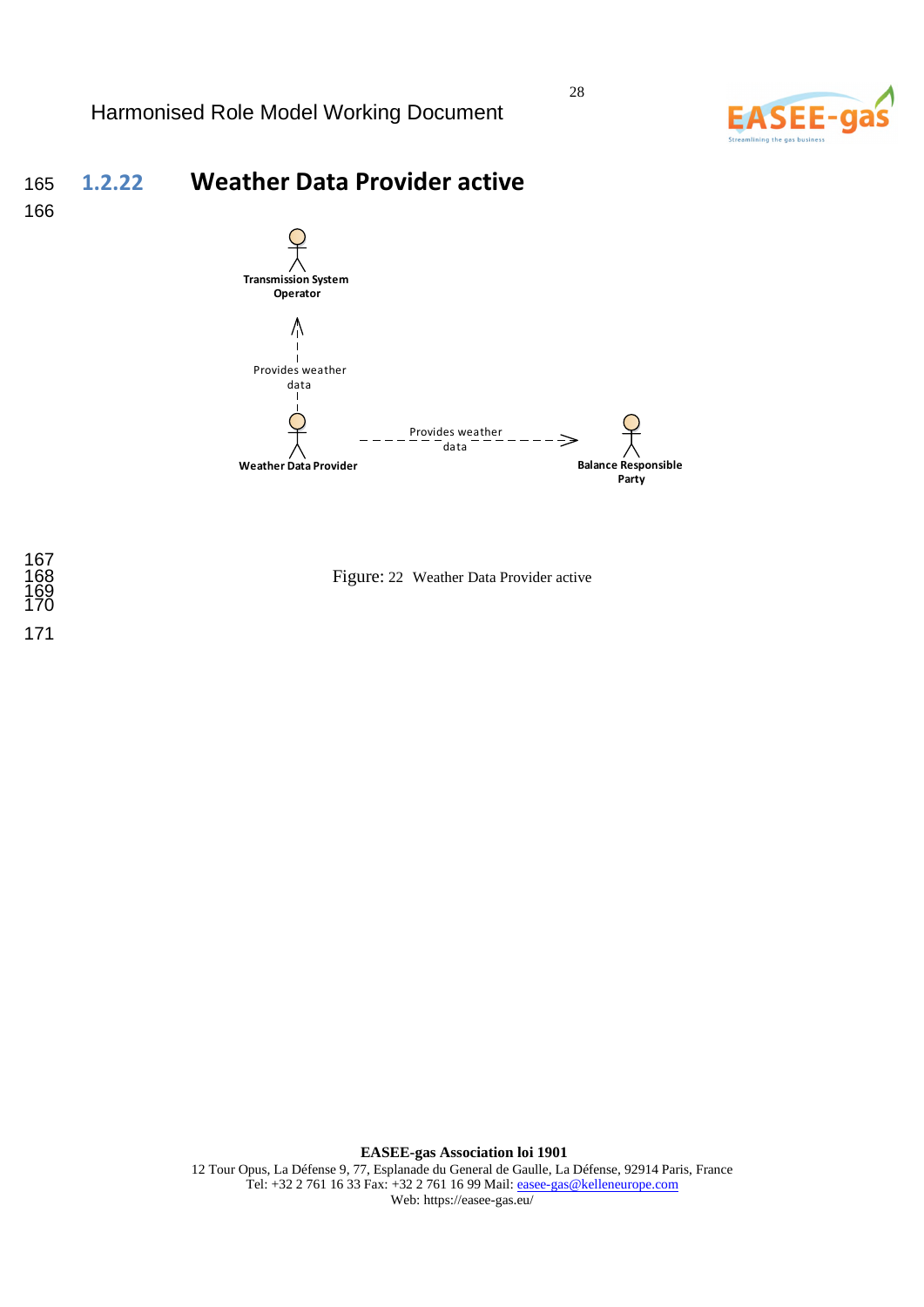### 1.2.22 Weather Data Provider active

Transmission System Operator

Provides weather data

Weather Data Provider

Provides weather data

Balance Responsible Party

Figure: 22 Weather Data Provider active

**EASEE-gas Association loi 1901**
12 Tour Opus, La Défense 9, 77, Esplanade du General de Gaulle, La Défense, 92914 Paris, France
Tel: +32 2 761 16 33 Fax: +32 2 761 16 99 Mail: easee-gas@kelleneurope.com
Web: https://easee-gas.eu/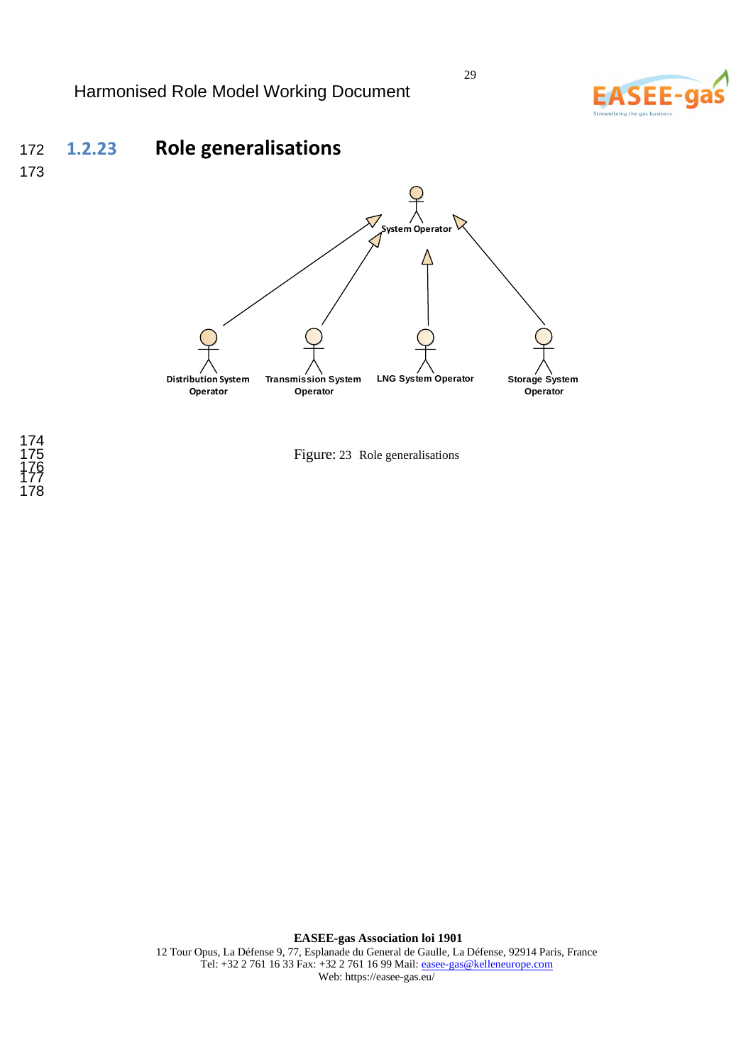### 1.2.23 Role generalisations

System Operator

Distribution System Operator

Transmission System Operator

LNG System Operator

Storage System Operator

Figure: 23 Role generalisations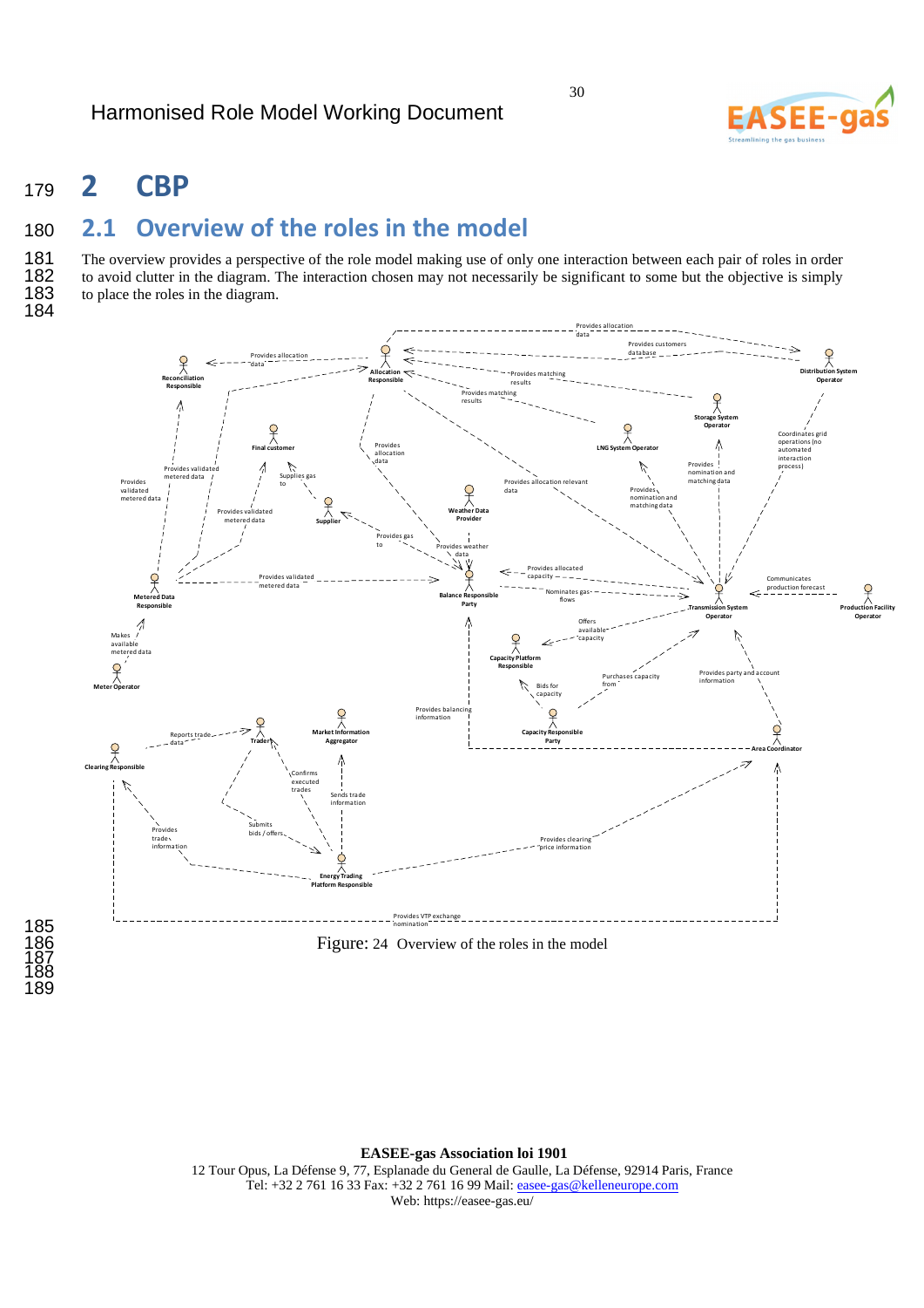# 2 CBP

## 2.1 Overview of the roles in the model

The overview provides a perspective of the role model making use of only one interaction between each pair of roles in order to avoid clutter in the diagram. The interaction chosen may not necessarily be significant to some but the objective is simply to place the roles in the diagram.

Figure: 24 Overview of the roles in the model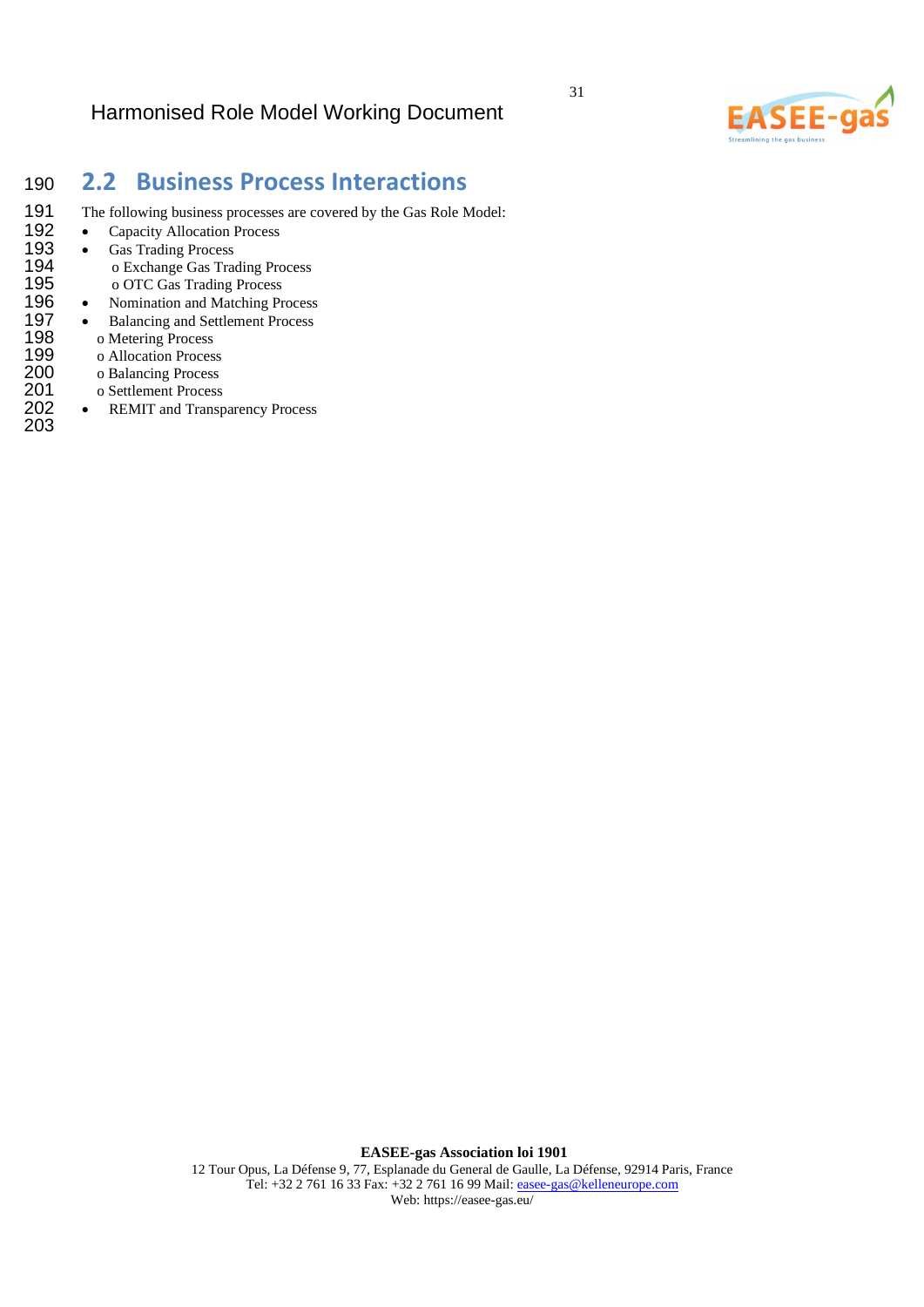## 2.2 Business Process Interactions

The following business processes are covered by the Gas Role Model:

- Capacity Allocation Process
- Gas Trading Process
  - Exchange Gas Trading Process
  - OTC Gas Trading Process
- Nomination and Matching Process
- Balancing and Settlement Process
  - Metering Process
  - Allocation Process
  - Balancing Process
  - Settlement Process
- REMIT and Transparency Process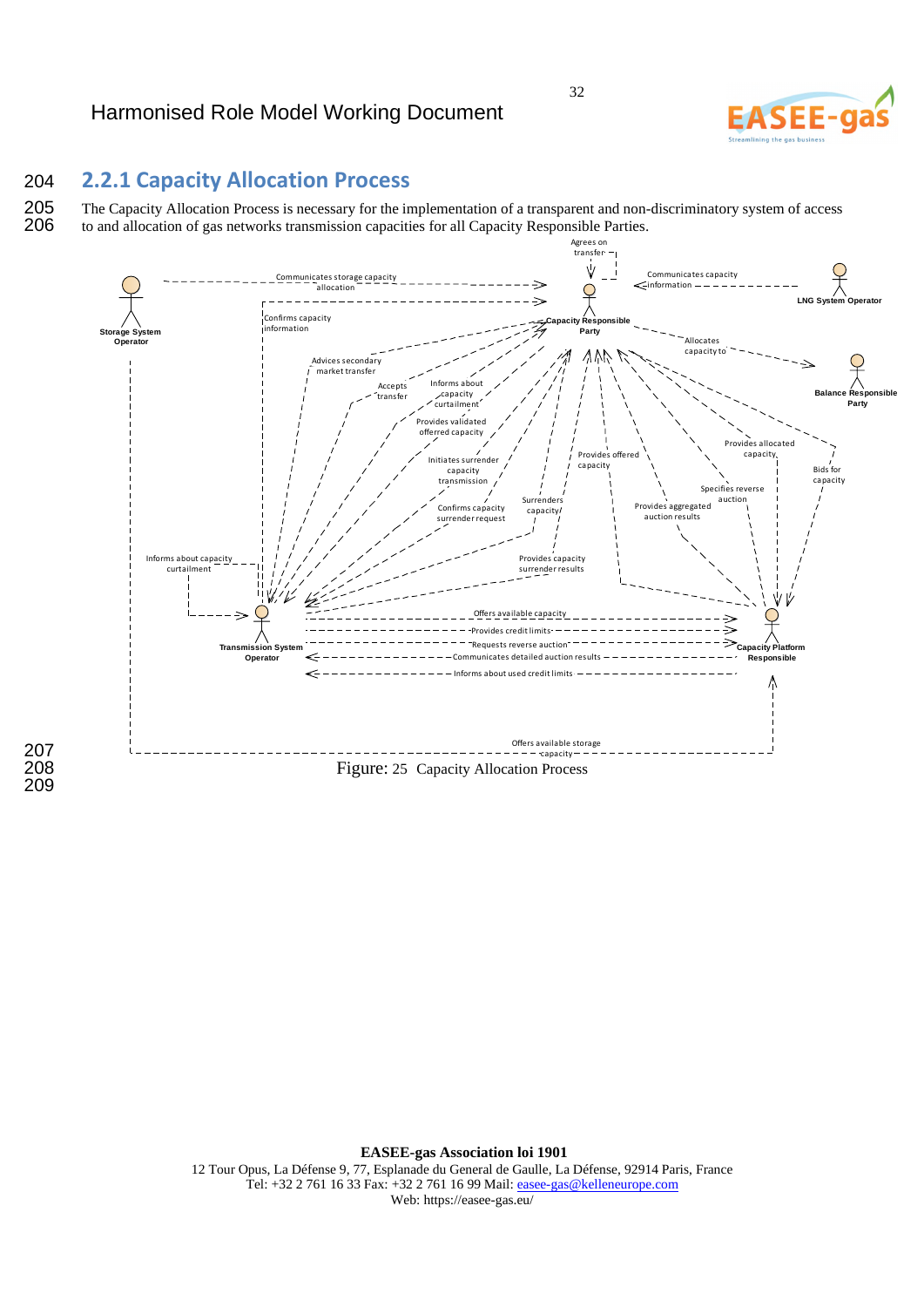## 2.2.1 Capacity Allocation Process

The Capacity Allocation Process is necessary for the implementation of a transparent and non-discriminatory system of access to and allocation of gas networks transmission capacities for all Capacity Responsible Parties.

Figure: 25 Capacity Allocation Process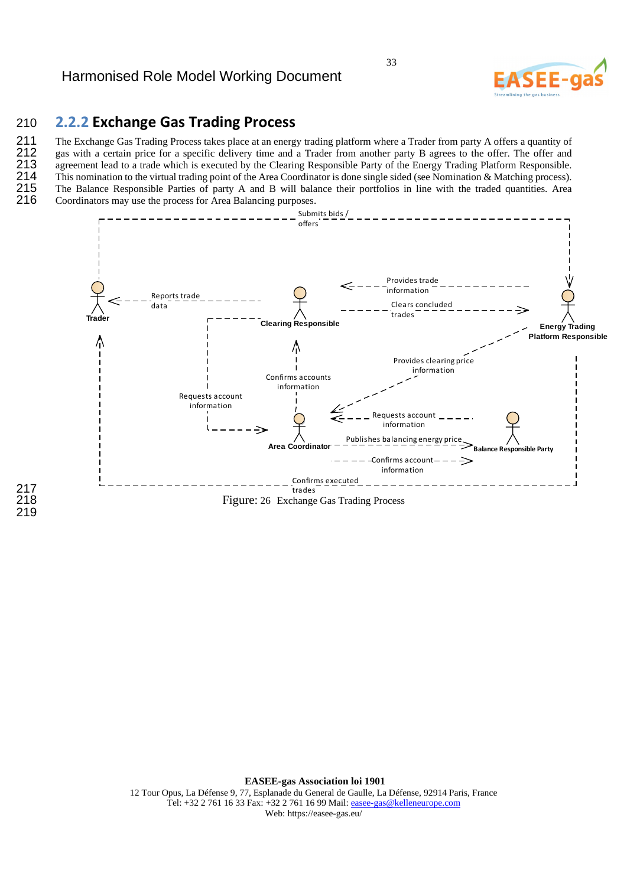## 2.2.2 Exchange Gas Trading Process

The Exchange Gas Trading Process takes place at an energy trading platform where a Trader from party A offers a quantity of gas with a certain price for a specific delivery time and a Trader from another party B agrees to the offer. The offer and agreement lead to a trade which is executed by the Clearing Responsible Party of the Energy Trading Platform Responsible. This nomination to the virtual trading point of the Area Coordinator is done single sided (see Nomination & Matching process). The Balance Responsible Parties of party A and B will balance their portfolios in line with the traded quantities. Area Coordinators may use the process for Area Balancing purposes.

Figure: 26 Exchange Gas Trading Process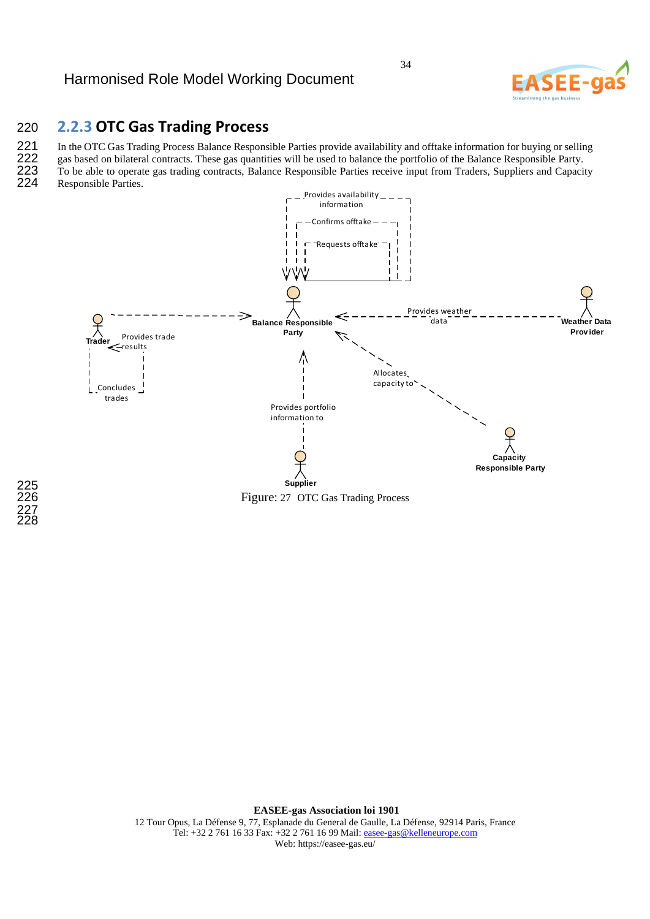## 2.2.3 OTC Gas Trading Process

In the OTC Gas Trading Process Balance Responsible Parties provide availability and offtake information for buying or selling gas based on bilateral contracts. These gas quantities will be used to balance the portfolio of the Balance Responsible Party. To be able to operate gas trading contracts, Balance Responsible Parties receive input from Traders, Suppliers and Capacity Responsible Parties.

Figure: 27 OTC Gas Trading Process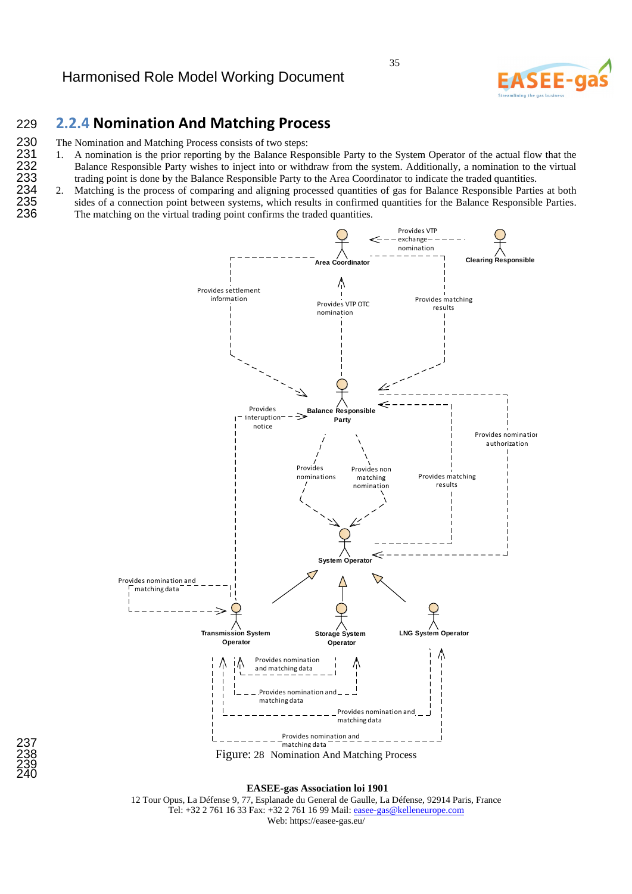### 2.2.4 Nomination And Matching Process

The Nomination and Matching Process consists of two steps:

1. A nomination is the prior reporting by the Balance Responsible Party to the System Operator of the actual flow that the Balance Responsible Party wishes to inject into or withdraw from the system. Additionally, a nomination to the virtual trading point is done by the Balance Responsible Party to the Area Coordinator to indicate the traded quantities.
2. Matching is the process of comparing and aligning processed quantities of gas for Balance Responsible Parties at both sides of a connection point between systems, which results in confirmed quantities for the Balance Responsible Parties. The matching on the virtual trading point confirms the traded quantities.

Figure: 28 Nomination And Matching Process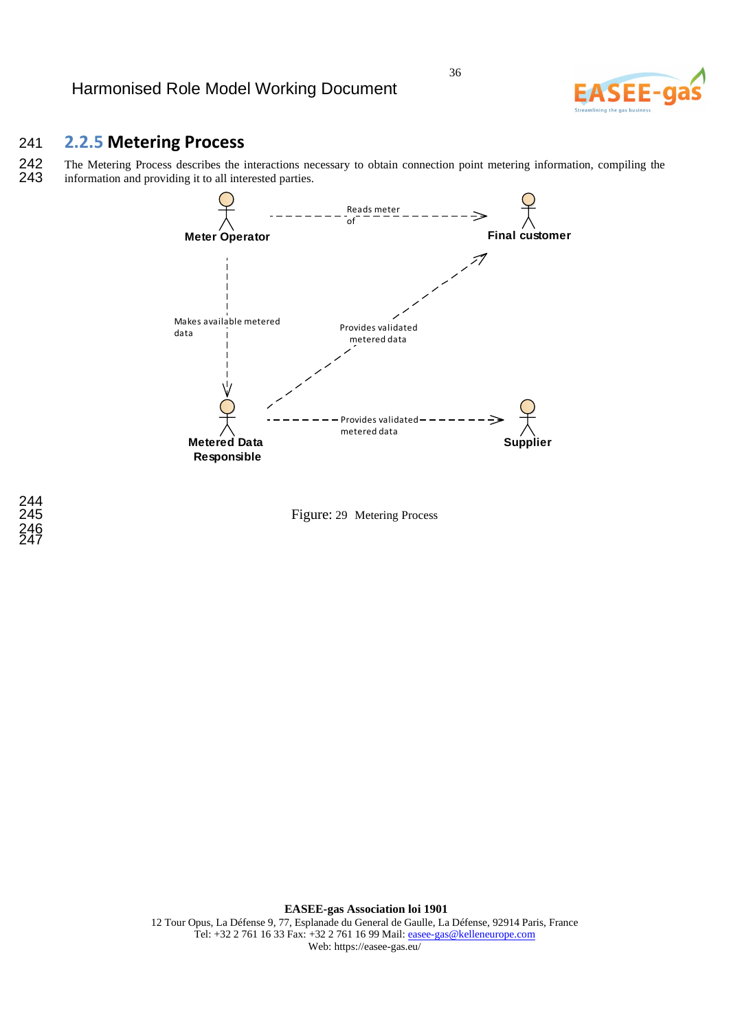### 2.2.5 Metering Process

The Metering Process describes the interactions necessary to obtain connection point metering information, compiling the information and providing it to all interested parties.

Meter Operator — Reads meter of → Final customer

Meter Operator — Makes available metered data → Metered Data Responsible

Metered Data Responsible — Provides validated metered data → Final customer

Metered Data Responsible — Provides validated metered data → Supplier

Figure: 29 Metering Process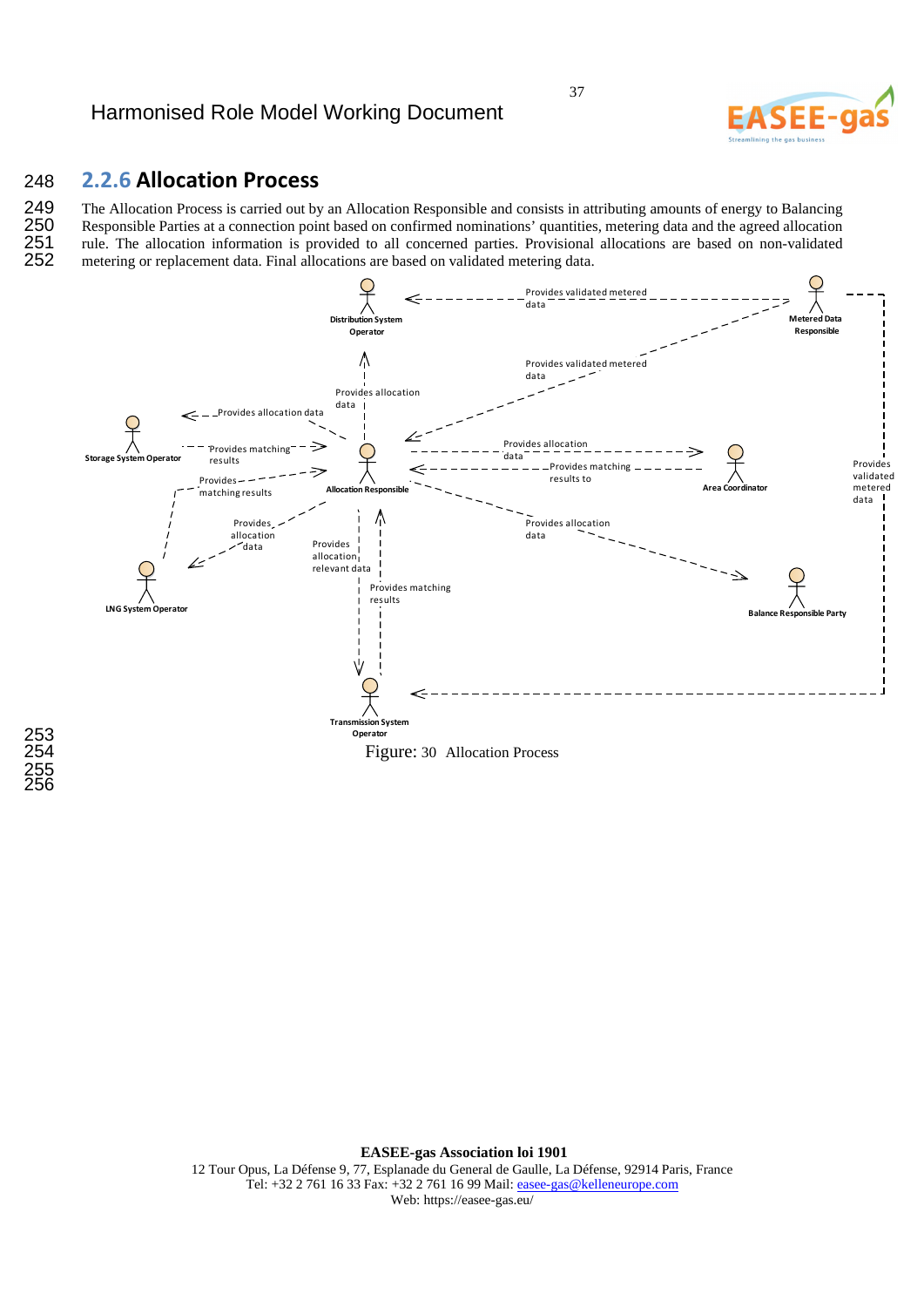### 2.2.6 Allocation Process

The Allocation Process is carried out by an Allocation Responsible and consists in attributing amounts of energy to Balancing Responsible Parties at a connection point based on confirmed nominations' quantities, metering data and the agreed allocation rule. The allocation information is provided to all concerned parties. Provisional allocations are based on non-validated metering or replacement data. Final allocations are based on validated metering data.

Figure: 30 Allocation Process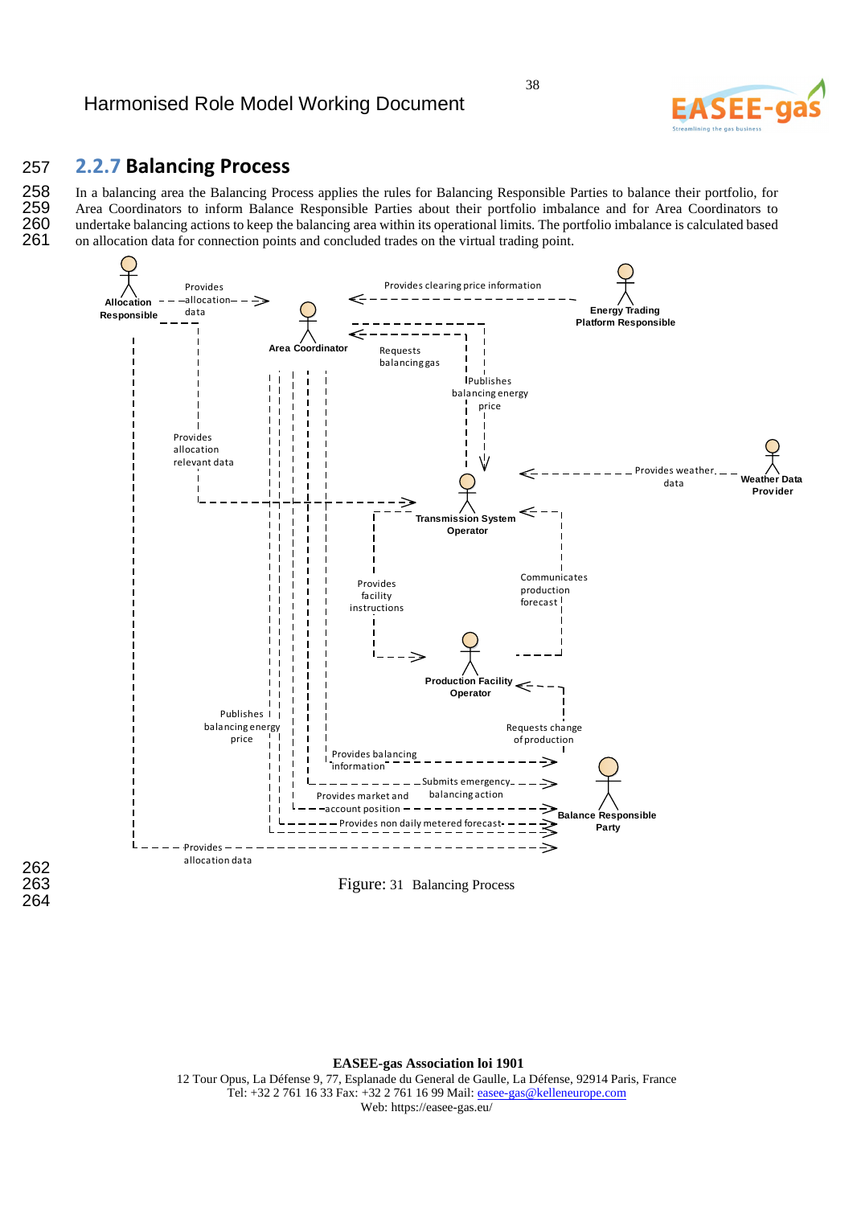## 2.2.7 Balancing Process

In a balancing area the Balancing Process applies the rules for Balancing Responsible Parties to balance their portfolio, for Area Coordinators to inform Balance Responsible Parties about their portfolio imbalance and for Area Coordinators to undertake balancing actions to keep the balancing area within its operational limits. The portfolio imbalance is calculated based on allocation data for connection points and concluded trades on the virtual trading point.

Figure: 31 Balancing Process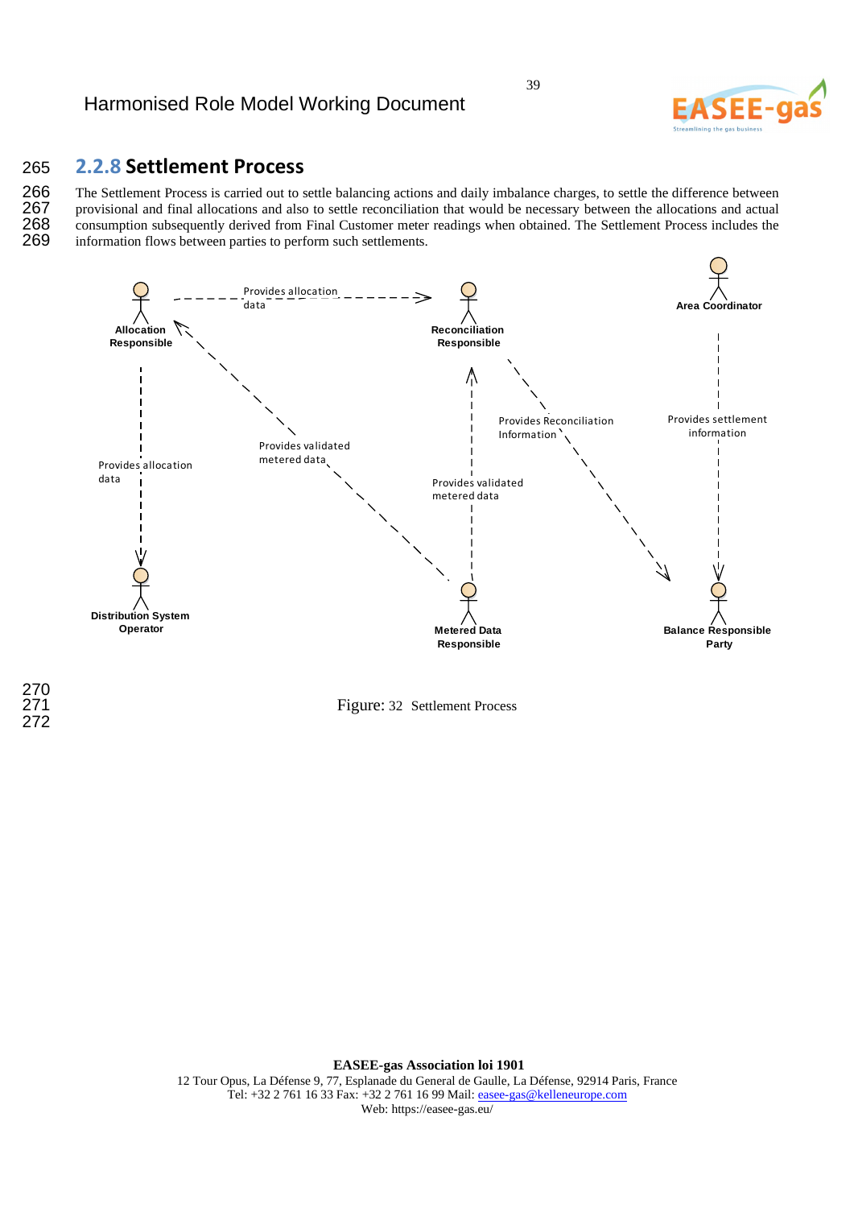### 2.2.8 Settlement Process

The Settlement Process is carried out to settle balancing actions and daily imbalance charges, to settle the difference between provisional and final allocations and also to settle reconciliation that would be necessary between the allocations and actual consumption subsequently derived from Final Customer meter readings when obtained. The Settlement Process includes the information flows between parties to perform such settlements.

Allocation Responsible

Reconciliation Responsible

Area Coordinator

Provides allocation data

Provides validated metered data

Provides Reconciliation Information

Provides settlement information

Provides allocation data

Provides validated metered data

Distribution System Operator

Metered Data Responsible

Balance Responsible Party

Figure: 32 Settlement Process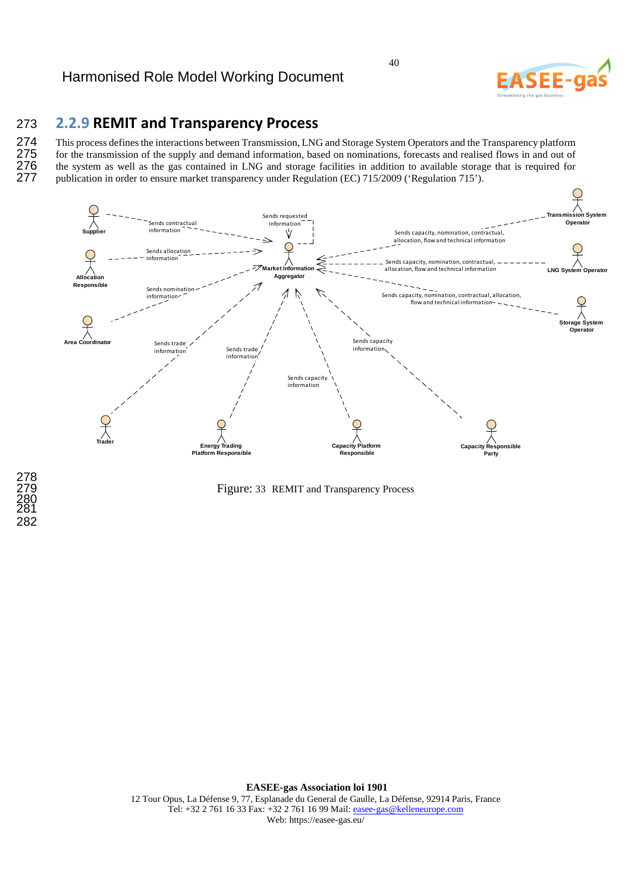### 2.2.9 REMIT and Transparency Process

This process defines the interactions between Transmission, LNG and Storage System Operators and the Transparency platform for the transmission of the supply and demand information, based on nominations, forecasts and realised flows in and out of the system as well as the gas contained in LNG and storage facilities in addition to available storage that is required for publication in order to ensure market transparency under Regulation (EC) 715/2009 ('Regulation 715').

Figure: 33 REMIT and Transparency Process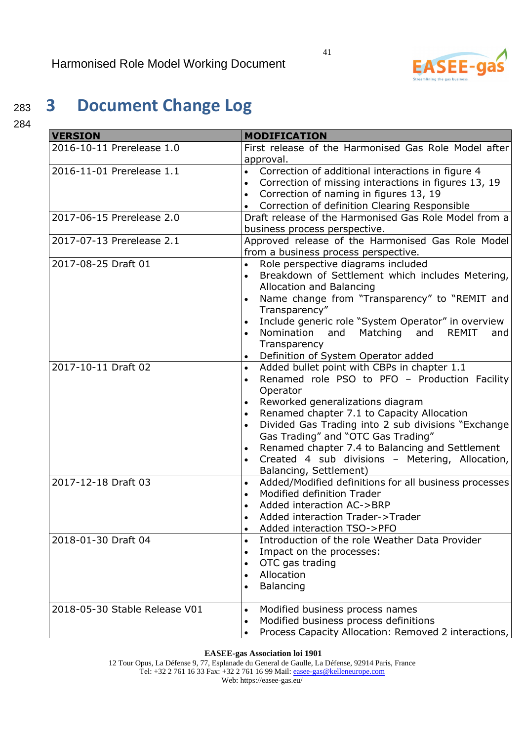# 3 Document Change Log

| VERSION | MODIFICATION |
|---|---|
| 2016-10-11 Prerelease 1.0 | First release of the Harmonised Gas Role Model after approval. |
| 2016-11-01 Prerelease 1.1 | • Correction of additional interactions in figure 4<br>• Correction of missing interactions in figures 13, 19<br>• Correction of naming in figures 13, 19<br>• Correction of definition Clearing Responsible |
| 2017-06-15 Prerelease 2.0 | Draft release of the Harmonised Gas Role Model from a business process perspective. |
| 2017-07-13 Prerelease 2.1 | Approved release of the Harmonised Gas Role Model from a business process perspective. |
| 2017-08-25 Draft 01 | • Role perspective diagrams included<br>• Breakdown of Settlement which includes Metering, Allocation and Balancing<br>• Name change from "Transparency" to "REMIT and Transparency"<br>• Include generic role "System Operator" in overview<br>• Nomination and Matching and REMIT and Transparency<br>• Definition of System Operator added |
| 2017-10-11 Draft 02 | • Added bullet point with CBPs in chapter 1.1<br>• Renamed role PSO to PFO – Production Facility Operator<br>• Reworked generalizations diagram<br>• Renamed chapter 7.1 to Capacity Allocation<br>• Divided Gas Trading into 2 sub divisions "Exchange Gas Trading" and "OTC Gas Trading"<br>• Renamed chapter 7.4 to Balancing and Settlement<br>• Created 4 sub divisions – Metering, Allocation, Balancing, Settlement) |
| 2017-12-18 Draft 03 | • Added/Modified definitions for all business processes<br>• Modified definition Trader<br>• Added interaction AC->BRP<br>• Added interaction Trader->Trader<br>• Added interaction TSO->PFO |
| 2018-01-30 Draft 04 | • Introduction of the role Weather Data Provider<br>• Impact on the processes:<br>• OTC gas trading<br>• Allocation<br>• Balancing |
| 2018-05-30 Stable Release V01 | • Modified business process names<br>• Modified business process definitions<br>• Process Capacity Allocation: Removed 2 interactions, |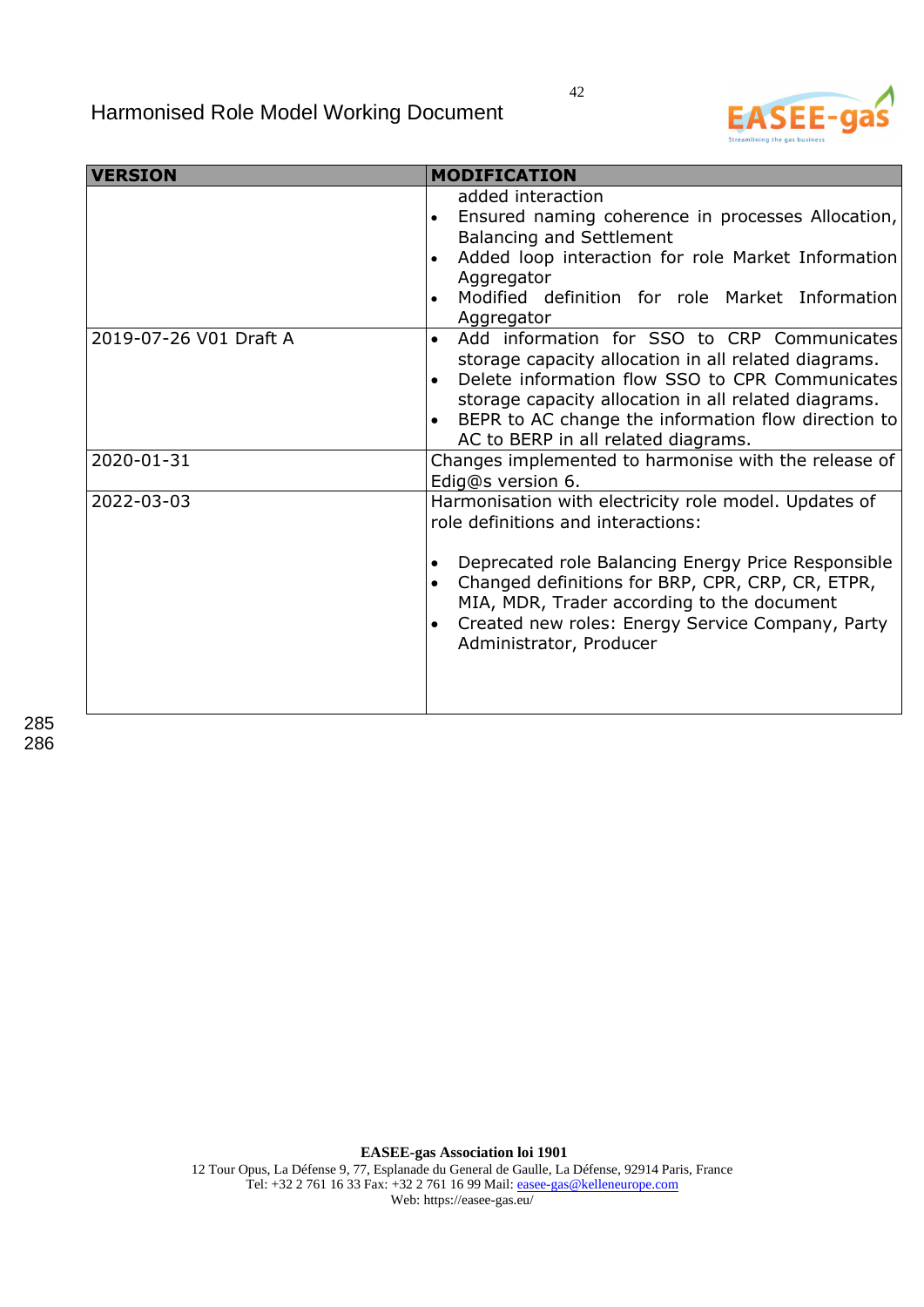| VERSION | MODIFICATION |
|---|---|
| | added interaction<br>• Ensured naming coherence in processes Allocation, Balancing and Settlement<br>• Added loop interaction for role Market Information Aggregator<br>• Modified definition for role Market Information Aggregator |
| 2019-07-26 V01 Draft A | • Add information for SSO to CRP Communicates storage capacity allocation in all related diagrams.<br>• Delete information flow SSO to CPR Communicates storage capacity allocation in all related diagrams.<br>• BEPR to AC change the information flow direction to AC to BERP in all related diagrams. |
| 2020-01-31 | Changes implemented to harmonise with the release of Edig@s version 6. |
| 2022-03-03 | Harmonisation with electricity role model. Updates of role definitions and interactions:<br><br>• Deprecated role Balancing Energy Price Responsible<br>• Changed definitions for BRP, CPR, CRP, CR, ETPR, MIA, MDR, Trader according to the document<br>• Created new roles: Energy Service Company, Party Administrator, Producer |

285
286

**EASEE-gas Association loi 1901**
12 Tour Opus, La Défense 9, 77, Esplanade du General de Gaulle, La Défense, 92914 Paris, France
Tel: +32 2 761 16 33 Fax: +32 2 761 16 99 Mail: easee-gas@kelleneurope.com
Web: https://easee-gas.eu/